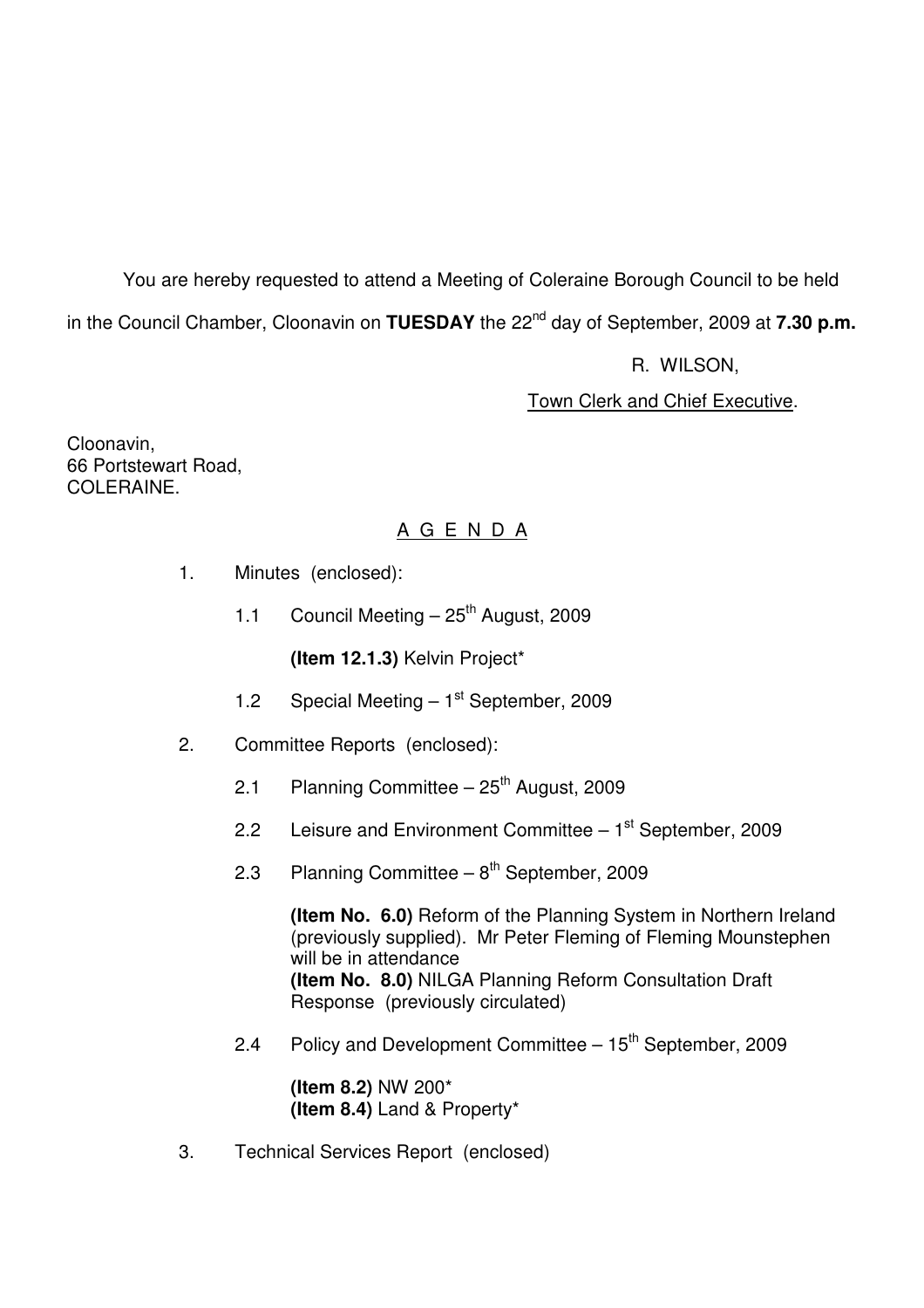You are hereby requested to attend a Meeting of Coleraine Borough Council to be held in the Council Chamber, Cloonavin on **TUESDAY** the 22nd day of September, 2009 at **7.30 p.m.**

R. WILSON,

Town Clerk and Chief Executive.

Cloonavin,
66 Portstewart Road,
COLERAINE.

## A G E N D A

1. Minutes (enclosed):

   1.1 Council Meeting – 25th August, 2009

   **(Item 12.1.3)** Kelvin Project*

   1.2 Special Meeting – 1st September, 2009

2. Committee Reports (enclosed):

   2.1 Planning Committee – 25th August, 2009

   2.2 Leisure and Environment Committee – 1st September, 2009

   2.3 Planning Committee – 8th September, 2009

   **(Item No. 6.0)** Reform of the Planning System in Northern Ireland (previously supplied). Mr Peter Fleming of Fleming Mounstephen will be in attendance
   **(Item No. 8.0)** NILGA Planning Reform Consultation Draft Response (previously circulated)

   2.4 Policy and Development Committee – 15th September, 2009

   **(Item 8.2)** NW 200*
   **(Item 8.4)** Land & Property*

3. Technical Services Report (enclosed)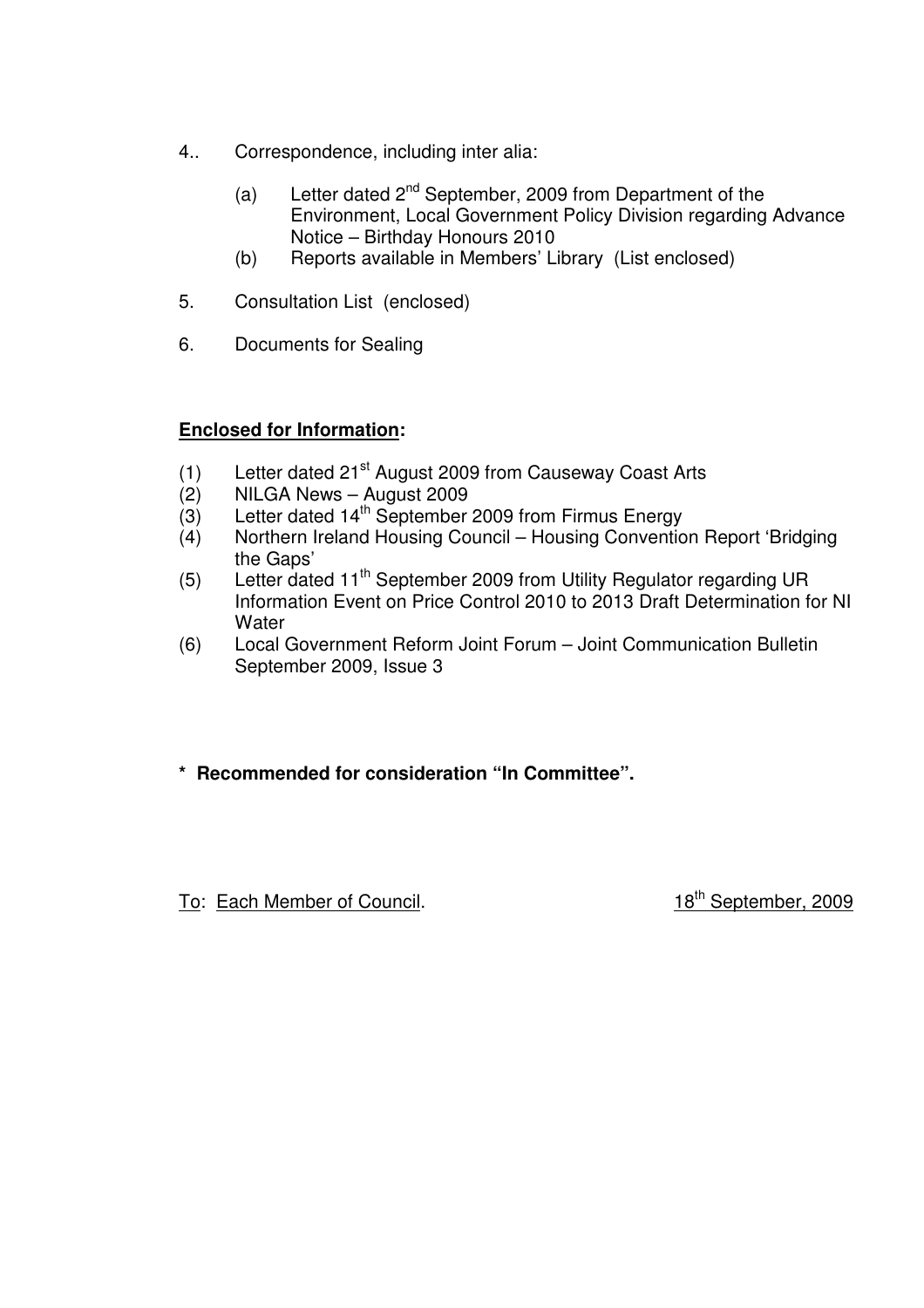4.. Correspondence, including inter alia:

   (a) Letter dated 2nd September, 2009 from Department of the Environment, Local Government Policy Division regarding Advance Notice – Birthday Honours 2010
   (b) Reports available in Members' Library (List enclosed)

5. Consultation List (enclosed)

6. Documents for Sealing

**Enclosed for Information:**

(1) Letter dated 21st August 2009 from Causeway Coast Arts
(2) NILGA News – August 2009
(3) Letter dated 14th September 2009 from Firmus Energy
(4) Northern Ireland Housing Council – Housing Convention Report 'Bridging the Gaps'
(5) Letter dated 11th September 2009 from Utility Regulator regarding UR Information Event on Price Control 2010 to 2013 Draft Determination for NI Water
(6) Local Government Reform Joint Forum – Joint Communication Bulletin September 2009, Issue 3

**\* Recommended for consideration "In Committee".**

To: Each Member of Council. 18th September, 2009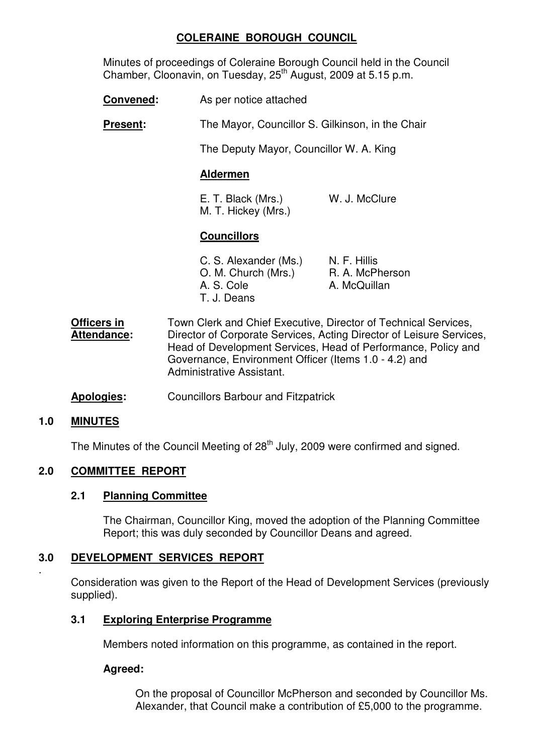# COLERAINE BOROUGH COUNCIL

Minutes of proceedings of Coleraine Borough Council held in the Council Chamber, Cloonavin, on Tuesday, 25th August, 2009 at 5.15 p.m.

**Convened:** As per notice attached

**Present:** The Mayor, Councillor S. Gilkinson, in the Chair

The Deputy Mayor, Councillor W. A. King

**Aldermen**

E. T. Black (Mrs.)
W. J. McClure
M. T. Hickey (Mrs.)

**Councillors**

C. S. Alexander (Ms.)
N. F. Hillis
O. M. Church (Mrs.)
R. A. McPherson
A. S. Cole
A. McQuillan
T. J. Deans

**Officers in Attendance:** Town Clerk and Chief Executive, Director of Technical Services, Director of Corporate Services, Acting Director of Leisure Services, Head of Development Services, Head of Performance, Policy and Governance, Environment Officer (Items 1.0 - 4.2) and Administrative Assistant.

**Apologies:** Councillors Barbour and Fitzpatrick

## 1.0 MINUTES

The Minutes of the Council Meeting of 28th July, 2009 were confirmed and signed.

## 2.0 COMMITTEE REPORT

### 2.1 Planning Committee

The Chairman, Councillor King, moved the adoption of the Planning Committee Report; this was duly seconded by Councillor Deans and agreed.

## 3.0 DEVELOPMENT SERVICES REPORT

Consideration was given to the Report of the Head of Development Services (previously supplied).

### 3.1 Exploring Enterprise Programme

Members noted information on this programme, as contained in the report.

**Agreed:**

On the proposal of Councillor McPherson and seconded by Councillor Ms. Alexander, that Council make a contribution of £5,000 to the programme.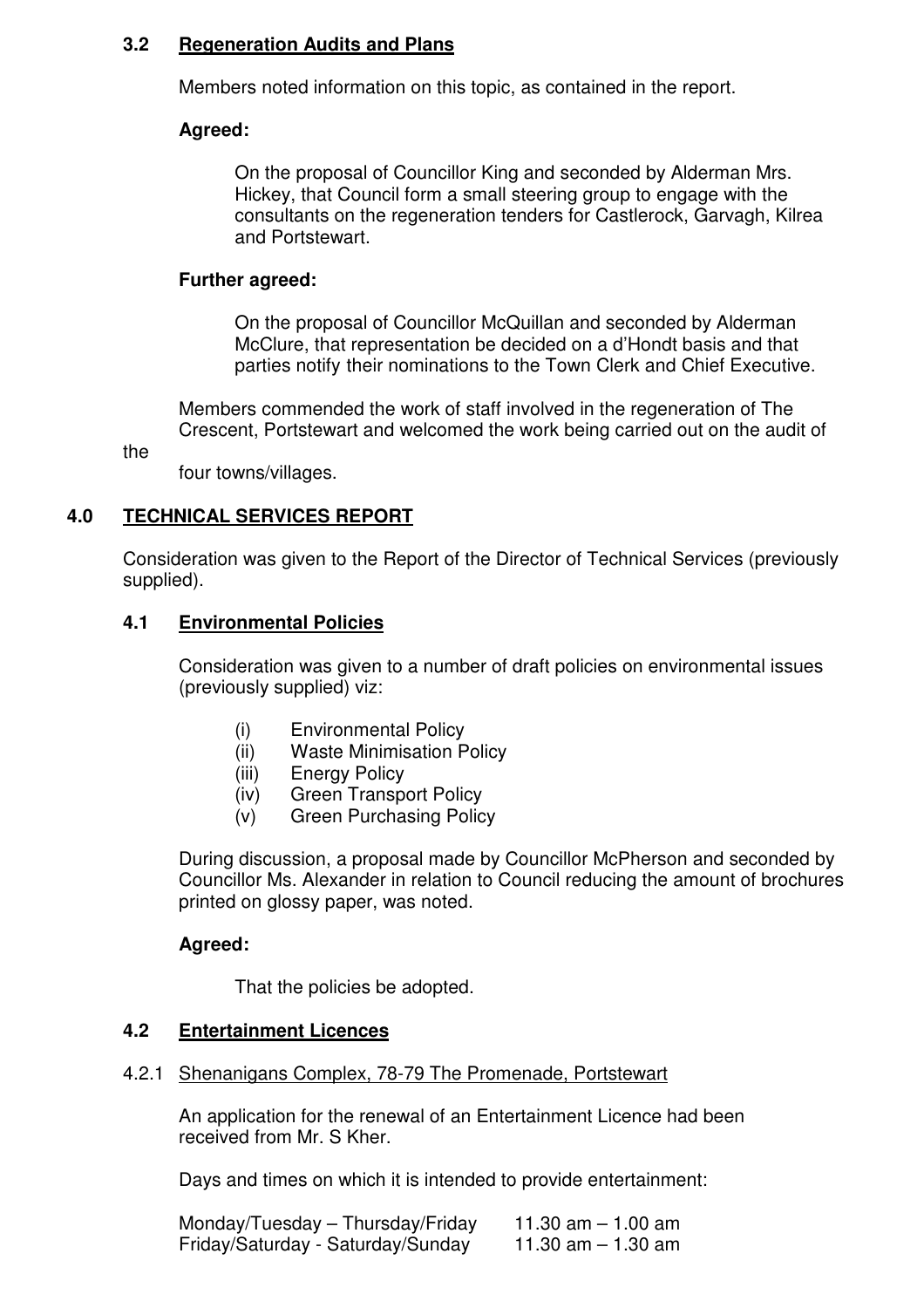### 3.2 Regeneration Audits and Plans

Members noted information on this topic, as contained in the report.

**Agreed:**

On the proposal of Councillor King and seconded by Alderman Mrs. Hickey, that Council form a small steering group to engage with the consultants on the regeneration tenders for Castlerock, Garvagh, Kilrea and Portstewart.

**Further agreed:**

On the proposal of Councillor McQuillan and seconded by Alderman McClure, that representation be decided on a d'Hondt basis and that parties notify their nominations to the Town Clerk and Chief Executive.

Members commended the work of staff involved in the regeneration of The Crescent, Portstewart and welcomed the work being carried out on the audit of the four towns/villages.

## 4.0 TECHNICAL SERVICES REPORT

Consideration was given to the Report of the Director of Technical Services (previously supplied).

### 4.1 Environmental Policies

Consideration was given to a number of draft policies on environmental issues (previously supplied) viz:

- (i) Environmental Policy
- (ii) Waste Minimisation Policy
- (iii) Energy Policy
- (iv) Green Transport Policy
- (v) Green Purchasing Policy

During discussion, a proposal made by Councillor McPherson and seconded by Councillor Ms. Alexander in relation to Council reducing the amount of brochures printed on glossy paper, was noted.

**Agreed:**

That the policies be adopted.

### 4.2 Entertainment Licences

4.2.1 Shenanigans Complex, 78-79 The Promenade, Portstewart

An application for the renewal of an Entertainment Licence had been received from Mr. S Kher.

Days and times on which it is intended to provide entertainment:

| | |
|---|---|
| Monday/Tuesday – Thursday/Friday | 11.30 am – 1.00 am |
| Friday/Saturday - Saturday/Sunday | 11.30 am – 1.30 am |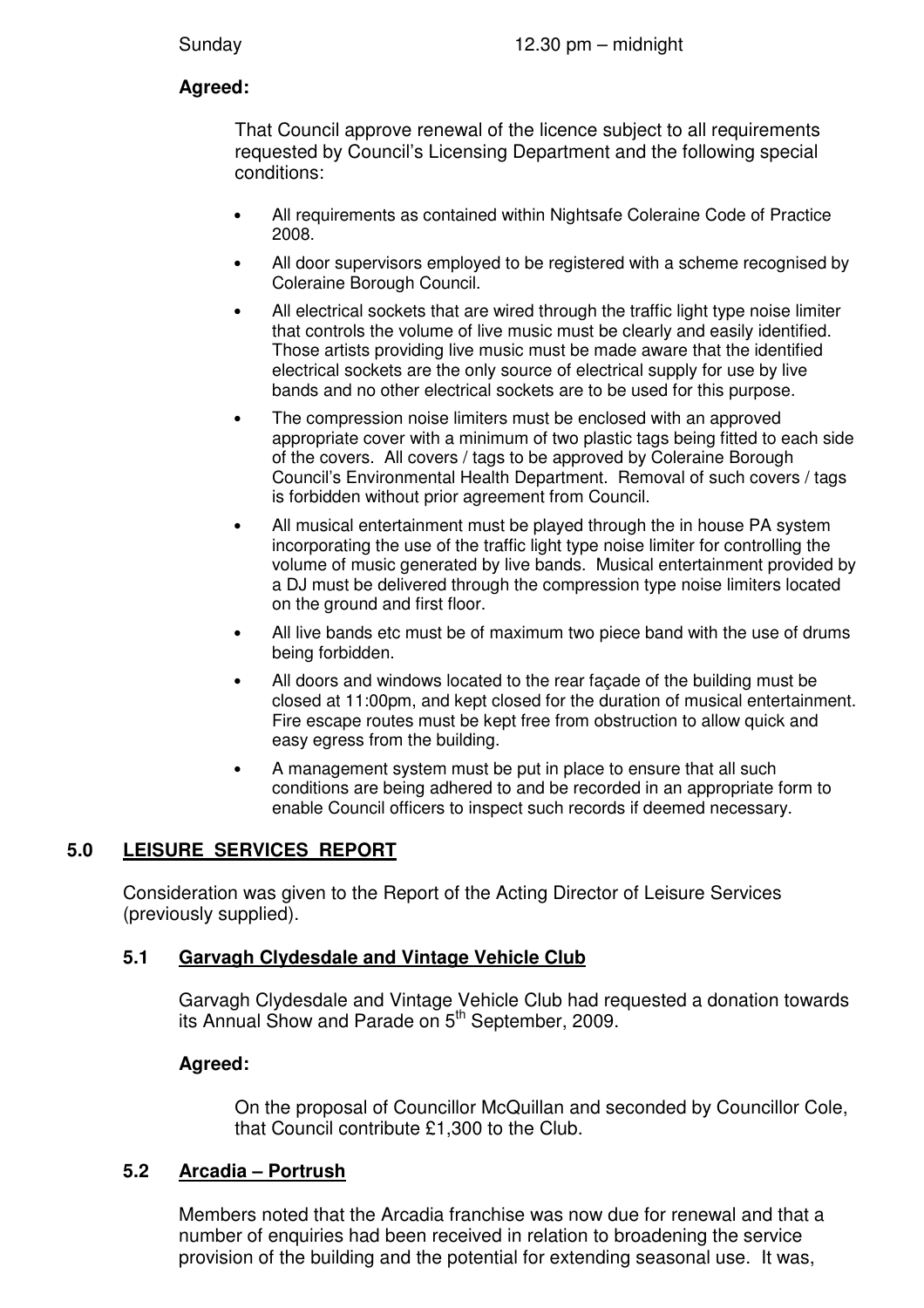Sunday 12.30 pm – midnight

**Agreed:**

That Council approve renewal of the licence subject to all requirements requested by Council's Licensing Department and the following special conditions:

- All requirements as contained within Nightsafe Coleraine Code of Practice 2008.
- All door supervisors employed to be registered with a scheme recognised by Coleraine Borough Council.
- All electrical sockets that are wired through the traffic light type noise limiter that controls the volume of live music must be clearly and easily identified. Those artists providing live music must be made aware that the identified electrical sockets are the only source of electrical supply for use by live bands and no other electrical sockets are to be used for this purpose.
- The compression noise limiters must be enclosed with an approved appropriate cover with a minimum of two plastic tags being fitted to each side of the covers. All covers / tags to be approved by Coleraine Borough Council's Environmental Health Department. Removal of such covers / tags is forbidden without prior agreement from Council.
- All musical entertainment must be played through the in house PA system incorporating the use of the traffic light type noise limiter for controlling the volume of music generated by live bands. Musical entertainment provided by a DJ must be delivered through the compression type noise limiters located on the ground and first floor.
- All live bands etc must be of maximum two piece band with the use of drums being forbidden.
- All doors and windows located to the rear façade of the building must be closed at 11:00pm, and kept closed for the duration of musical entertainment. Fire escape routes must be kept free from obstruction to allow quick and easy egress from the building.
- A management system must be put in place to ensure that all such conditions are being adhered to and be recorded in an appropriate form to enable Council officers to inspect such records if deemed necessary.

## 5.0 LEISURE SERVICES REPORT

Consideration was given to the Report of the Acting Director of Leisure Services (previously supplied).

### 5.1 Garvagh Clydesdale and Vintage Vehicle Club

Garvagh Clydesdale and Vintage Vehicle Club had requested a donation towards its Annual Show and Parade on 5th September, 2009.

**Agreed:**

On the proposal of Councillor McQuillan and seconded by Councillor Cole, that Council contribute £1,300 to the Club.

### 5.2 Arcadia – Portrush

Members noted that the Arcadia franchise was now due for renewal and that a number of enquiries had been received in relation to broadening the service provision of the building and the potential for extending seasonal use. It was,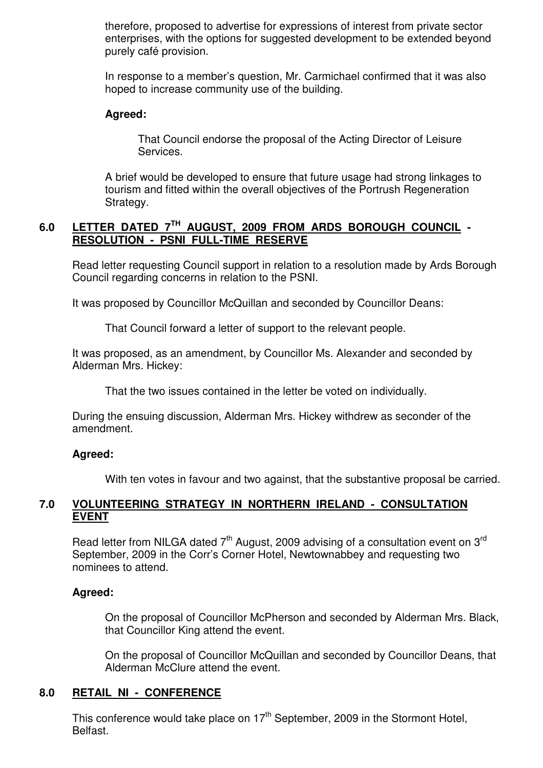therefore, proposed to advertise for expressions of interest from private sector enterprises, with the options for suggested development to be extended beyond purely café provision.

In response to a member's question, Mr. Carmichael confirmed that it was also hoped to increase community use of the building.

**Agreed:**

That Council endorse the proposal of the Acting Director of Leisure Services.

A brief would be developed to ensure that future usage had strong linkages to tourism and fitted within the overall objectives of the Portrush Regeneration Strategy.

## 6.0 LETTER DATED 7TH AUGUST, 2009 FROM ARDS BOROUGH COUNCIL - RESOLUTION - PSNI FULL-TIME RESERVE

Read letter requesting Council support in relation to a resolution made by Ards Borough Council regarding concerns in relation to the PSNI.

It was proposed by Councillor McQuillan and seconded by Councillor Deans:

That Council forward a letter of support to the relevant people.

It was proposed, as an amendment, by Councillor Ms. Alexander and seconded by Alderman Mrs. Hickey:

That the two issues contained in the letter be voted on individually.

During the ensuing discussion, Alderman Mrs. Hickey withdrew as seconder of the amendment.

**Agreed:**

With ten votes in favour and two against, that the substantive proposal be carried.

## 7.0 VOLUNTEERING STRATEGY IN NORTHERN IRELAND - CONSULTATION EVENT

Read letter from NILGA dated 7th August, 2009 advising of a consultation event on 3rd September, 2009 in the Corr's Corner Hotel, Newtownabbey and requesting two nominees to attend.

**Agreed:**

On the proposal of Councillor McPherson and seconded by Alderman Mrs. Black, that Councillor King attend the event.

On the proposal of Councillor McQuillan and seconded by Councillor Deans, that Alderman McClure attend the event.

## 8.0 RETAIL NI - CONFERENCE

This conference would take place on 17th September, 2009 in the Stormont Hotel, Belfast.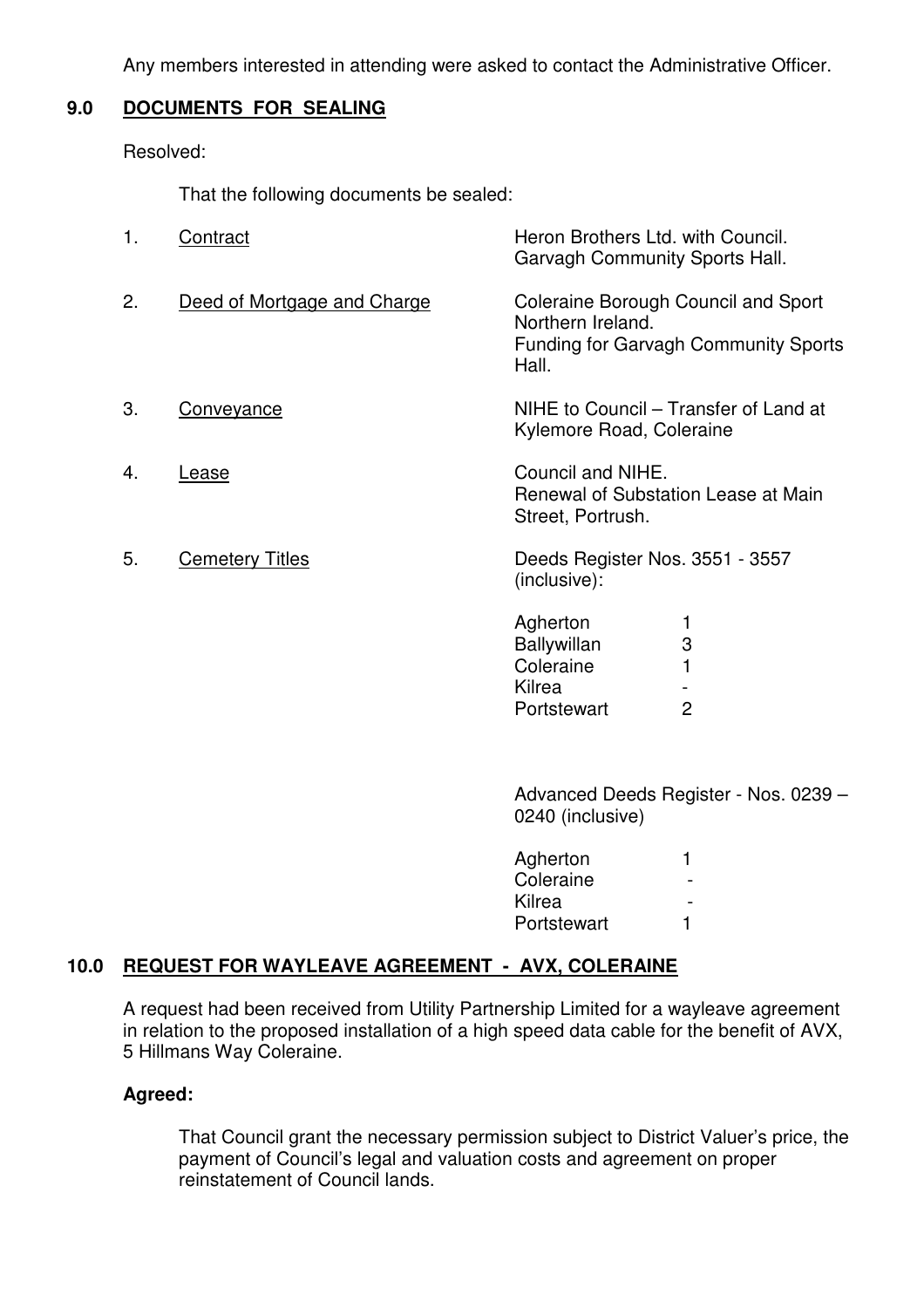Any members interested in attending were asked to contact the Administrative Officer.

## 9.0 DOCUMENTS FOR SEALING

Resolved:

That the following documents be sealed:

1. Contract — Heron Brothers Ltd. with Council. Garvagh Community Sports Hall.

2. Deed of Mortgage and Charge — Coleraine Borough Council and Sport Northern Ireland. Funding for Garvagh Community Sports Hall.

3. Conveyance — NIHE to Council – Transfer of Land at Kylemore Road, Coleraine

4. Lease — Council and NIHE. Renewal of Substation Lease at Main Street, Portrush.

5. Cemetery Titles — Deeds Register Nos. 3551 - 3557 (inclusive):

| | |
|---|---|
| Agherton | 1 |
| Ballywillan | 3 |
| Coleraine | 1 |
| Kilrea | - |
| Portstewart | 2 |

Advanced Deeds Register - Nos. 0239 – 0240 (inclusive)

| | |
|---|---|
| Agherton | 1 |
| Coleraine | - |
| Kilrea | - |
| Portstewart | 1 |

## 10.0 REQUEST FOR WAYLEAVE AGREEMENT - AVX, COLERAINE

A request had been received from Utility Partnership Limited for a wayleave agreement in relation to the proposed installation of a high speed data cable for the benefit of AVX, 5 Hillmans Way Coleraine.

**Agreed:**

That Council grant the necessary permission subject to District Valuer's price, the payment of Council's legal and valuation costs and agreement on proper reinstatement of Council lands.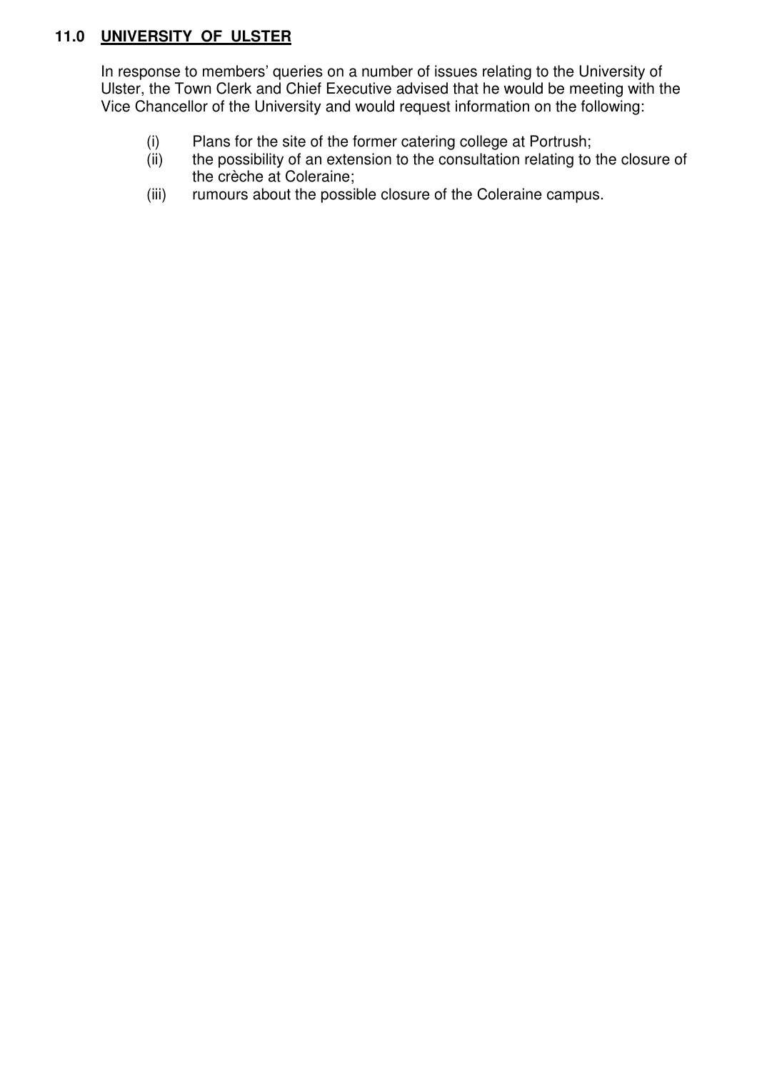## 11.0 UNIVERSITY OF ULSTER

In response to members' queries on a number of issues relating to the University of Ulster, the Town Clerk and Chief Executive advised that he would be meeting with the Vice Chancellor of the University and would request information on the following:

(i) Plans for the site of the former catering college at Portrush;
(ii) the possibility of an extension to the consultation relating to the closure of the crèche at Coleraine;
(iii) rumours about the possible closure of the Coleraine campus.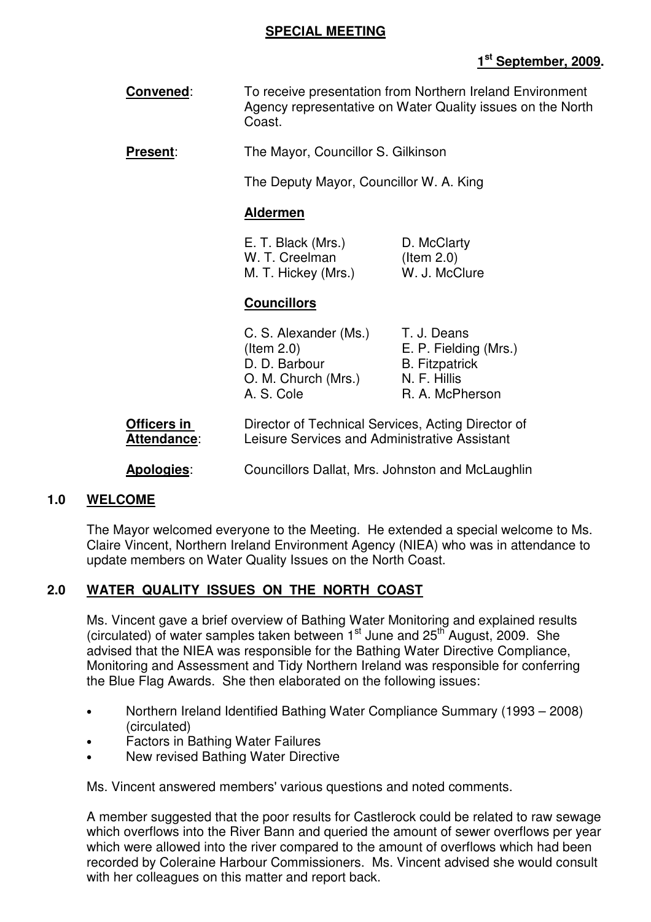## SPECIAL MEETING

**1st September, 2009.**

**Convened**: To receive presentation from Northern Ireland Environment Agency representative on Water Quality issues on the North Coast.

**Present**: The Mayor, Councillor S. Gilkinson

The Deputy Mayor, Councillor W. A. King

**Aldermen**

| | |
|---|---|
| E. T. Black (Mrs.) | D. McClarty (Item 2.0) |
| W. T. Creelman | W. J. McClure |
| M. T. Hickey (Mrs.) | |

**Councillors**

| | |
|---|---|
| C. S. Alexander (Ms.) (Item 2.0) | T. J. Deans |
| D. D. Barbour | E. P. Fielding (Mrs.) |
| O. M. Church (Mrs.) | B. Fitzpatrick |
| A. S. Cole | N. F. Hillis |
| | R. A. McPherson |

**Officers in Attendance**: Director of Technical Services, Acting Director of Leisure Services and Administrative Assistant

**Apologies**: Councillors Dallat, Mrs. Johnston and McLaughlin

### 1.0 WELCOME

The Mayor welcomed everyone to the Meeting. He extended a special welcome to Ms. Claire Vincent, Northern Ireland Environment Agency (NIEA) who was in attendance to update members on Water Quality Issues on the North Coast.

### 2.0 WATER QUALITY ISSUES ON THE NORTH COAST

Ms. Vincent gave a brief overview of Bathing Water Monitoring and explained results (circulated) of water samples taken between 1st June and 25th August, 2009. She advised that the NIEA was responsible for the Bathing Water Directive Compliance, Monitoring and Assessment and Tidy Northern Ireland was responsible for conferring the Blue Flag Awards. She then elaborated on the following issues:

- Northern Ireland Identified Bathing Water Compliance Summary (1993 – 2008) (circulated)
- Factors in Bathing Water Failures
- New revised Bathing Water Directive

Ms. Vincent answered members' various questions and noted comments.

A member suggested that the poor results for Castlerock could be related to raw sewage which overflows into the River Bann and queried the amount of sewer overflows per year which were allowed into the river compared to the amount of overflows which had been recorded by Coleraine Harbour Commissioners. Ms. Vincent advised she would consult with her colleagues on this matter and report back.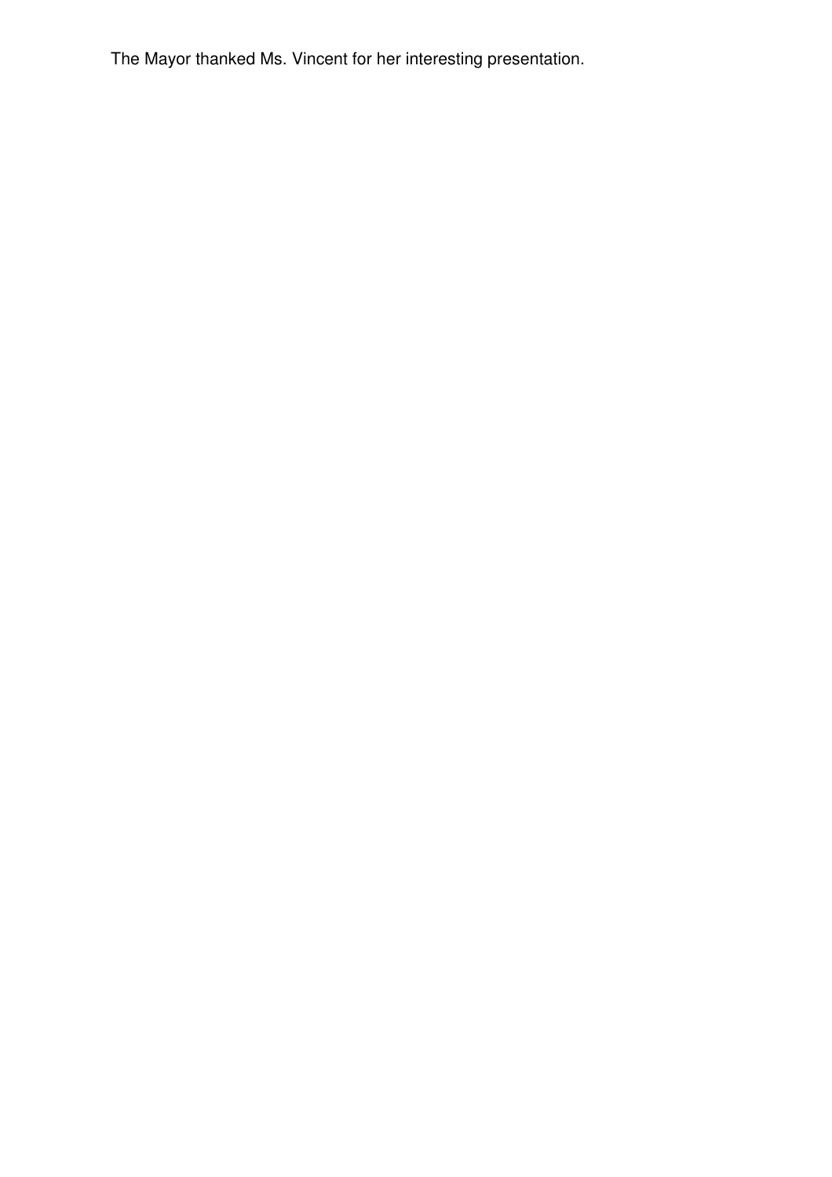The Mayor thanked Ms. Vincent for her interesting presentation.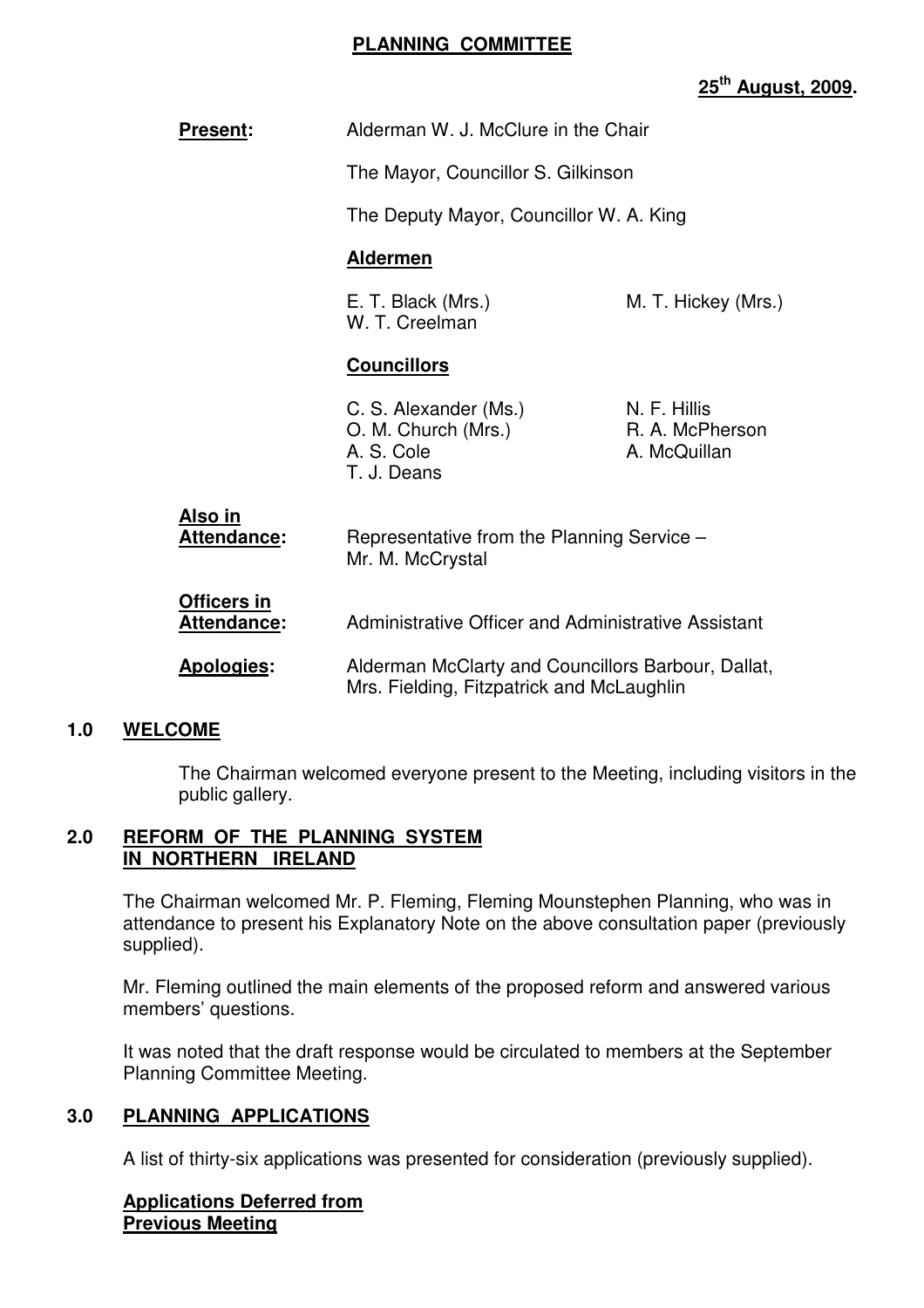# PLANNING COMMITTEE

**25th August, 2009.**

**Present:** Alderman W. J. McClure in the Chair

The Mayor, Councillor S. Gilkinson

The Deputy Mayor, Councillor W. A. King

**Aldermen**

E. T. Black (Mrs.)
W. T. Creelman
M. T. Hickey (Mrs.)

**Councillors**

C. S. Alexander (Ms.)
O. M. Church (Mrs.)
A. S. Cole
T. J. Deans
N. F. Hillis
R. A. McPherson
A. McQuillan

**Also in Attendance:** Representative from the Planning Service – Mr. M. McCrystal

**Officers in Attendance:** Administrative Officer and Administrative Assistant

**Apologies:** Alderman McClarty and Councillors Barbour, Dallat, Mrs. Fielding, Fitzpatrick and McLaughlin

## 1.0 WELCOME

The Chairman welcomed everyone present to the Meeting, including visitors in the public gallery.

## 2.0 REFORM OF THE PLANNING SYSTEM IN NORTHERN IRELAND

The Chairman welcomed Mr. P. Fleming, Fleming Mounstephen Planning, who was in attendance to present his Explanatory Note on the above consultation paper (previously supplied).

Mr. Fleming outlined the main elements of the proposed reform and answered various members' questions.

It was noted that the draft response would be circulated to members at the September Planning Committee Meeting.

## 3.0 PLANNING APPLICATIONS

A list of thirty-six applications was presented for consideration (previously supplied).

**Applications Deferred from Previous Meeting**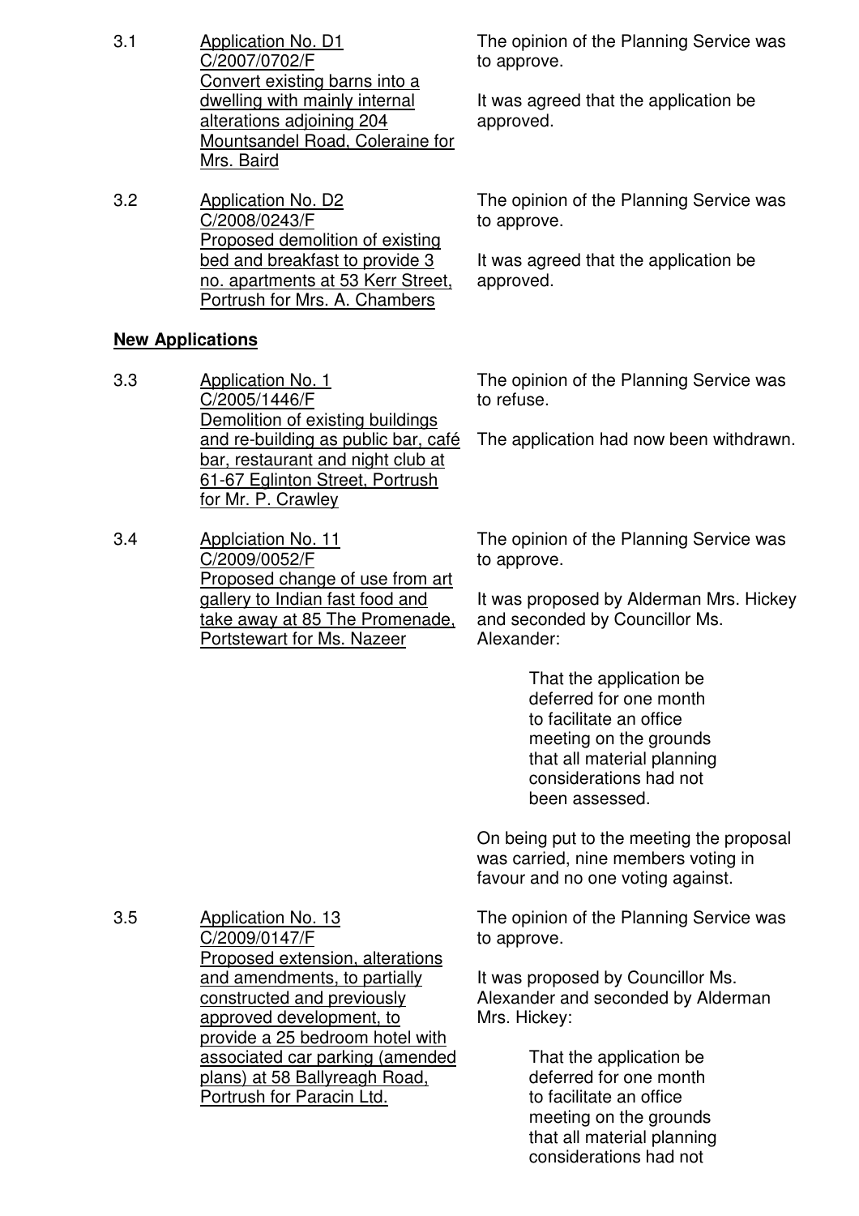3.1 Application No. D1
C/2007/0702/F
Convert existing barns into a dwelling with mainly internal alterations adjoining 204 Mountsandel Road, Coleraine for Mrs. Baird

The opinion of the Planning Service was to approve.

It was agreed that the application be approved.

3.2 Application No. D2
C/2008/0243/F
Proposed demolition of existing bed and breakfast to provide 3 no. apartments at 53 Kerr Street, Portrush for Mrs. A. Chambers

The opinion of the Planning Service was to approve.

It was agreed that the application be approved.

**New Applications**

3.3 Application No. 1
C/2005/1446/F
Demolition of existing buildings and re-building as public bar, café bar, restaurant and night club at 61-67 Eglinton Street, Portrush for Mr. P. Crawley

The opinion of the Planning Service was to refuse.

The application had now been withdrawn.

3.4 Applciation No. 11
C/2009/0052/F
Proposed change of use from art gallery to Indian fast food and take away at 85 The Promenade, Portstewart for Ms. Nazeer

The opinion of the Planning Service was to approve.

It was proposed by Alderman Mrs. Hickey and seconded by Councillor Ms. Alexander:

> That the application be deferred for one month to facilitate an office meeting on the grounds that all material planning considerations had not been assessed.

On being put to the meeting the proposal was carried, nine members voting in favour and no one voting against.

3.5 Application No. 13
C/2009/0147/F
Proposed extension, alterations and amendments, to partially constructed and previously approved development, to provide a 25 bedroom hotel with associated car parking (amended plans) at 58 Ballyreagh Road, Portrush for Paracin Ltd.

The opinion of the Planning Service was to approve.

It was proposed by Councillor Ms. Alexander and seconded by Alderman Mrs. Hickey:

> That the application be deferred for one month to facilitate an office meeting on the grounds that all material planning considerations had not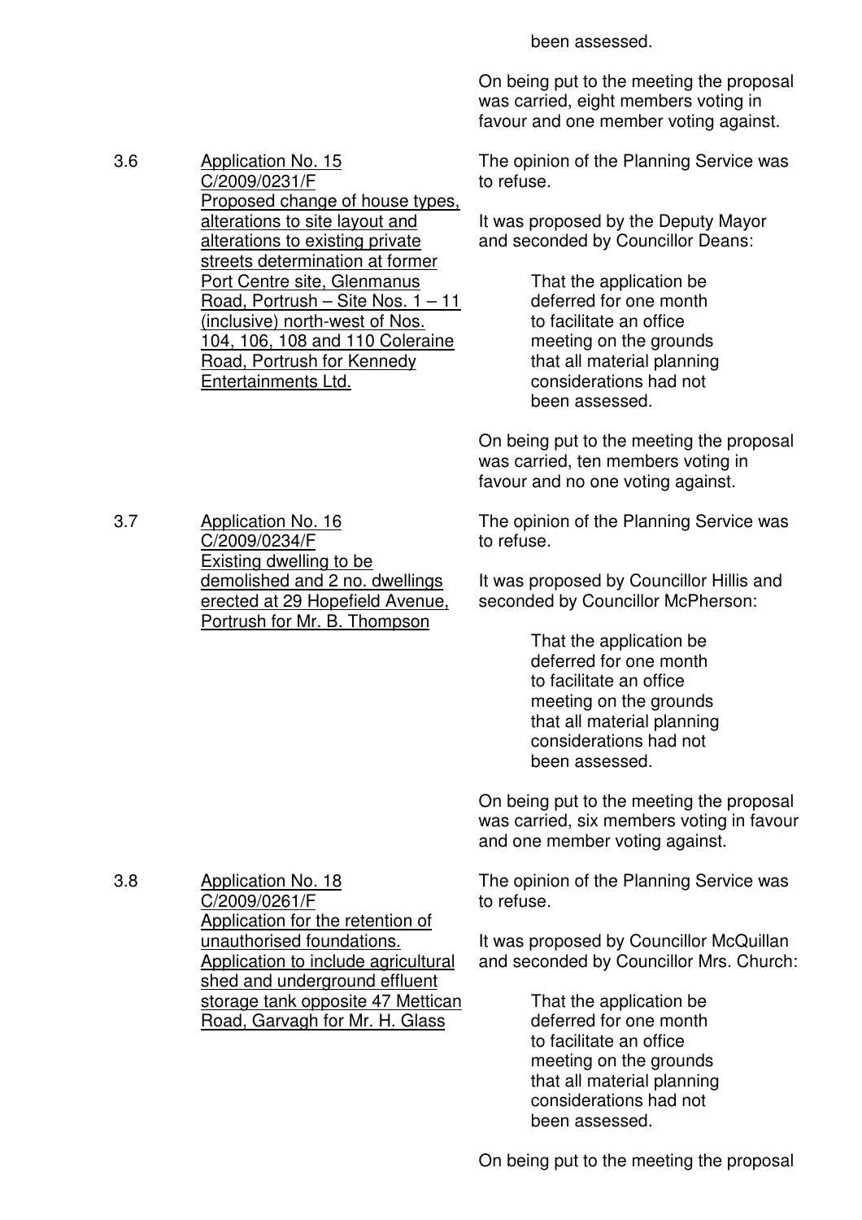been assessed.

On being put to the meeting the proposal was carried, eight members voting in favour and one member voting against.

3.6 Application No. 15
C/2009/0231/F
Proposed change of house types, alterations to site layout and alterations to existing private streets determination at former Port Centre site, Glenmanus Road, Portrush – Site Nos. 1 – 11 (inclusive) north-west of Nos. 104, 106, 108 and 110 Coleraine Road, Portrush for Kennedy Entertainments Ltd.

The opinion of the Planning Service was to refuse.

It was proposed by the Deputy Mayor and seconded by Councillor Deans:

> That the application be deferred for one month to facilitate an office meeting on the grounds that all material planning considerations had not been assessed.

On being put to the meeting the proposal was carried, ten members voting in favour and no one voting against.

3.7 Application No. 16
C/2009/0234/F
Existing dwelling to be demolished and 2 no. dwellings erected at 29 Hopefield Avenue, Portrush for Mr. B. Thompson

The opinion of the Planning Service was to refuse.

It was proposed by Councillor Hillis and seconded by Councillor McPherson:

> That the application be deferred for one month to facilitate an office meeting on the grounds that all material planning considerations had not been assessed.

On being put to the meeting the proposal was carried, six members voting in favour and one member voting against.

3.8 Application No. 18
C/2009/0261/F
Application for the retention of unauthorised foundations. Application to include agricultural shed and underground effluent storage tank opposite 47 Mettican Road, Garvagh for Mr. H. Glass

The opinion of the Planning Service was to refuse.

It was proposed by Councillor McQuillan and seconded by Councillor Mrs. Church:

> That the application be deferred for one month to facilitate an office meeting on the grounds that all material planning considerations had not been assessed.

On being put to the meeting the proposal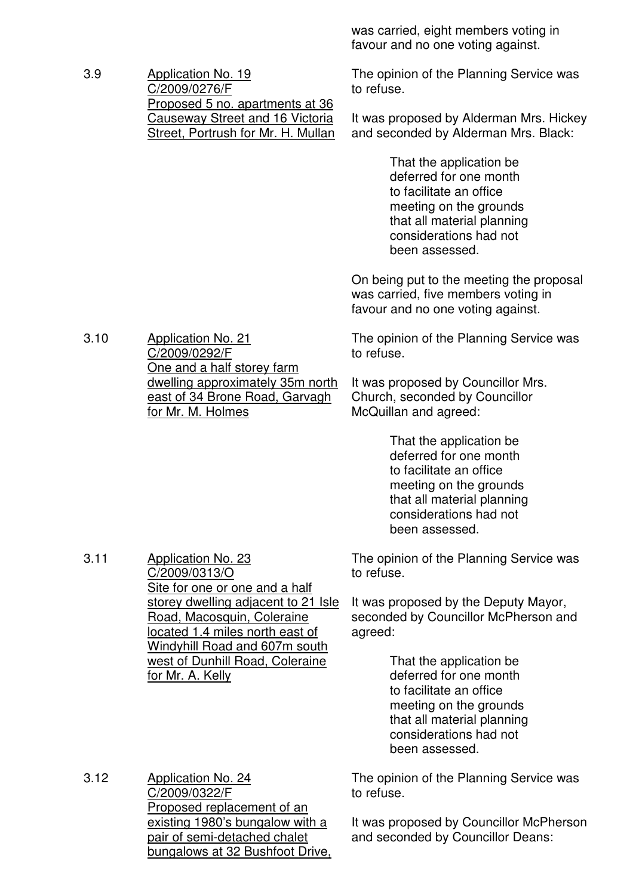was carried, eight members voting in favour and no one voting against.

3.9 Application No. 19
C/2009/0276/F
Proposed 5 no. apartments at 36 Causeway Street and 16 Victoria Street, Portrush for Mr. H. Mullan

The opinion of the Planning Service was to refuse.

It was proposed by Alderman Mrs. Hickey and seconded by Alderman Mrs. Black:

> That the application be deferred for one month to facilitate an office meeting on the grounds that all material planning considerations had not been assessed.

On being put to the meeting the proposal was carried, five members voting in favour and no one voting against.

3.10 Application No. 21
C/2009/0292/F
One and a half storey farm dwelling approximately 35m north east of 34 Brone Road, Garvagh for Mr. M. Holmes

The opinion of the Planning Service was to refuse.

It was proposed by Councillor Mrs. Church, seconded by Councillor McQuillan and agreed:

> That the application be deferred for one month to facilitate an office meeting on the grounds that all material planning considerations had not been assessed.

3.11 Application No. 23
C/2009/0313/O
Site for one or one and a half storey dwelling adjacent to 21 Isle Road, Macosquin, Coleraine located 1.4 miles north east of Windyhill Road and 607m south west of Dunhill Road, Coleraine for Mr. A. Kelly

The opinion of the Planning Service was to refuse.

It was proposed by the Deputy Mayor, seconded by Councillor McPherson and agreed:

> That the application be deferred for one month to facilitate an office meeting on the grounds that all material planning considerations had not been assessed.

3.12 Application No. 24
C/2009/0322/F
Proposed replacement of an existing 1980's bungalow with a pair of semi-detached chalet bungalows at 32 Bushfoot Drive,

The opinion of the Planning Service was to refuse.

It was proposed by Councillor McPherson and seconded by Councillor Deans: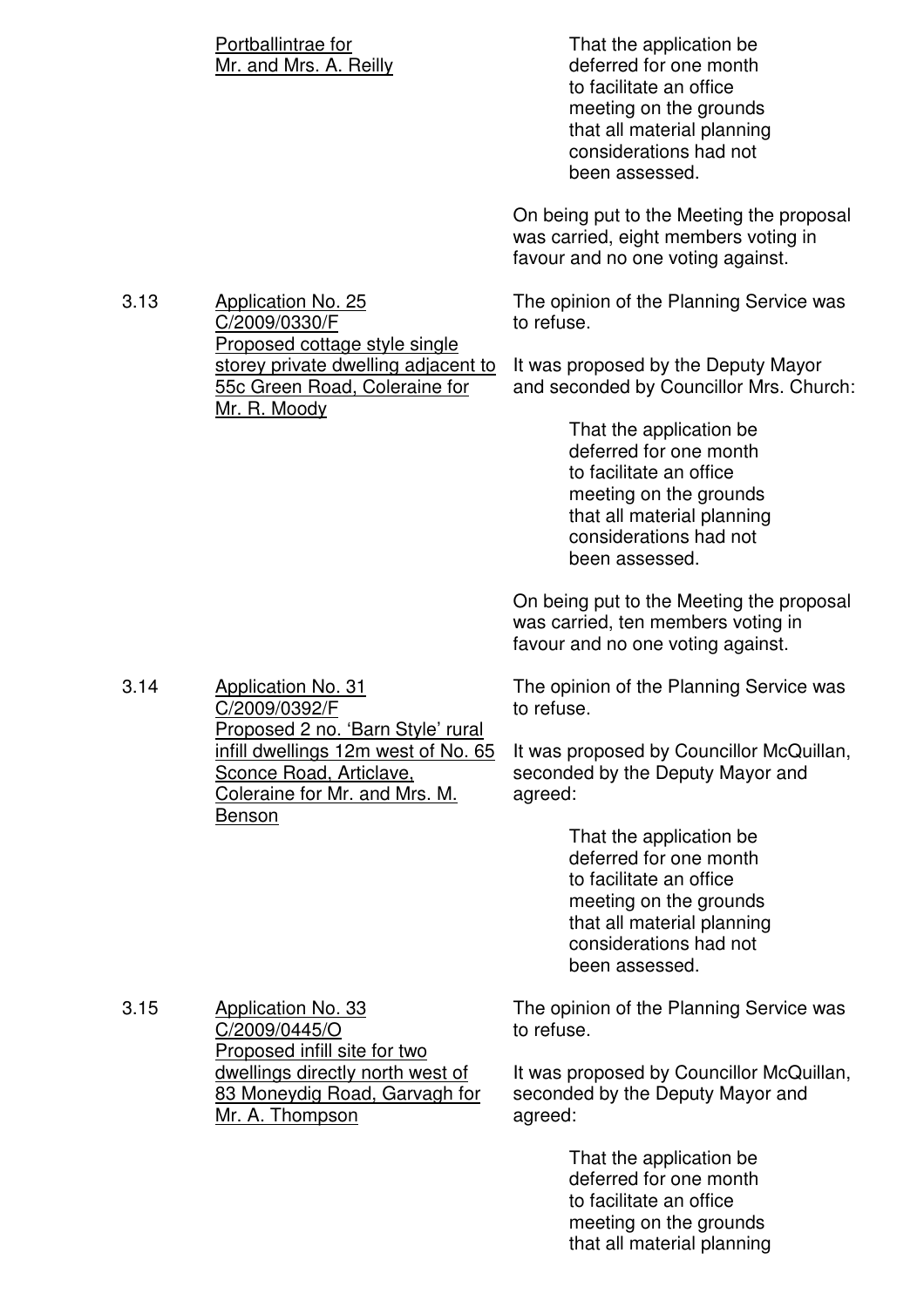Portballintrae for Mr. and Mrs. A. Reilly

> That the application be deferred for one month to facilitate an office meeting on the grounds that all material planning considerations had not been assessed.

On being put to the Meeting the proposal was carried, eight members voting in favour and no one voting against.

**3.13** Application No. 25 C/2009/0330/F Proposed cottage style single storey private dwelling adjacent to 55c Green Road, Coleraine for Mr. R. Moody

The opinion of the Planning Service was to refuse.

It was proposed by the Deputy Mayor and seconded by Councillor Mrs. Church:

> That the application be deferred for one month to facilitate an office meeting on the grounds that all material planning considerations had not been assessed.

On being put to the Meeting the proposal was carried, ten members voting in favour and no one voting against.

**3.14** Application No. 31 C/2009/0392/F Proposed 2 no. 'Barn Style' rural infill dwellings 12m west of No. 65 Sconce Road, Articlave, Coleraine for Mr. and Mrs. M. Benson

The opinion of the Planning Service was to refuse.

It was proposed by Councillor McQuillan, seconded by the Deputy Mayor and agreed:

> That the application be deferred for one month to facilitate an office meeting on the grounds that all material planning considerations had not been assessed.

**3.15** Application No. 33 C/2009/0445/O Proposed infill site for two dwellings directly north west of 83 Moneydig Road, Garvagh for Mr. A. Thompson

The opinion of the Planning Service was to refuse.

It was proposed by Councillor McQuillan, seconded by the Deputy Mayor and agreed:

> That the application be deferred for one month to facilitate an office meeting on the grounds that all material planning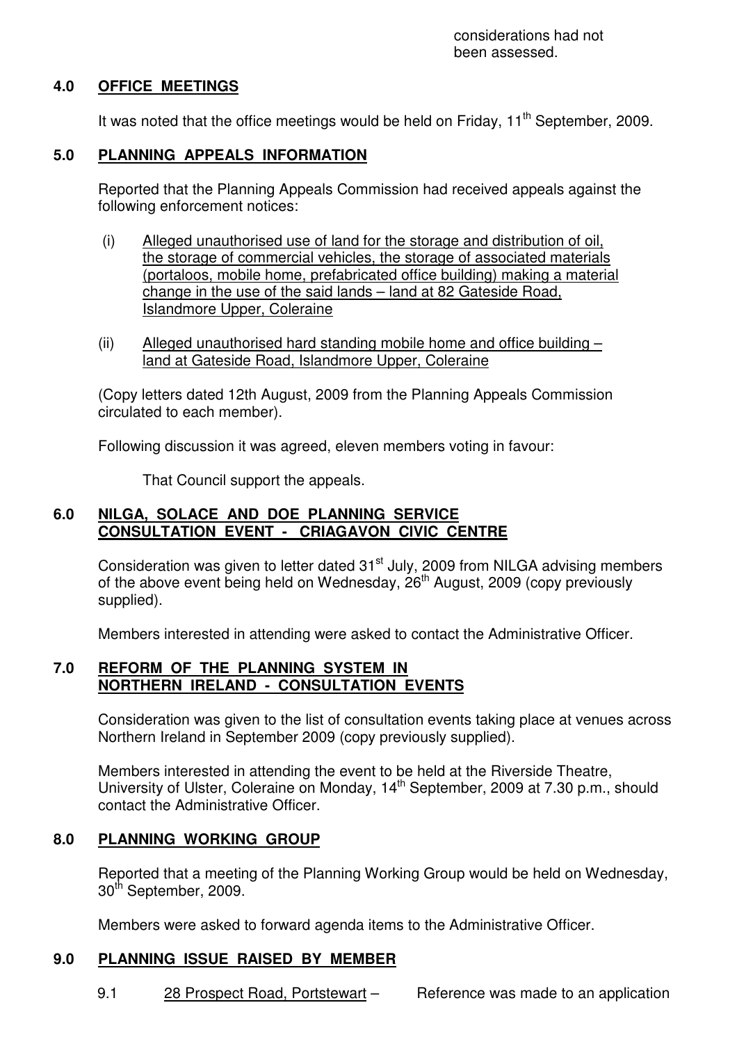considerations had not been assessed.

## 4.0 OFFICE MEETINGS

It was noted that the office meetings would be held on Friday, 11th September, 2009.

## 5.0 PLANNING APPEALS INFORMATION

Reported that the Planning Appeals Commission had received appeals against the following enforcement notices:

(i) Alleged unauthorised use of land for the storage and distribution of oil, the storage of commercial vehicles, the storage of associated materials (portaloos, mobile home, prefabricated office building) making a material change in the use of the said lands – land at 82 Gateside Road, Islandmore Upper, Coleraine

(ii) Alleged unauthorised hard standing mobile home and office building – land at Gateside Road, Islandmore Upper, Coleraine

(Copy letters dated 12th August, 2009 from the Planning Appeals Commission circulated to each member).

Following discussion it was agreed, eleven members voting in favour:

That Council support the appeals.

## 6.0 NILGA, SOLACE AND DOE PLANNING SERVICE CONSULTATION EVENT - CRIAGAVON CIVIC CENTRE

Consideration was given to letter dated 31st July, 2009 from NILGA advising members of the above event being held on Wednesday, 26th August, 2009 (copy previously supplied).

Members interested in attending were asked to contact the Administrative Officer.

## 7.0 REFORM OF THE PLANNING SYSTEM IN NORTHERN IRELAND - CONSULTATION EVENTS

Consideration was given to the list of consultation events taking place at venues across Northern Ireland in September 2009 (copy previously supplied).

Members interested in attending the event to be held at the Riverside Theatre, University of Ulster, Coleraine on Monday, 14th September, 2009 at 7.30 p.m., should contact the Administrative Officer.

## 8.0 PLANNING WORKING GROUP

Reported that a meeting of the Planning Working Group would be held on Wednesday, 30th September, 2009.

Members were asked to forward agenda items to the Administrative Officer.

## 9.0 PLANNING ISSUE RAISED BY MEMBER

9.1 28 Prospect Road, Portstewart – Reference was made to an application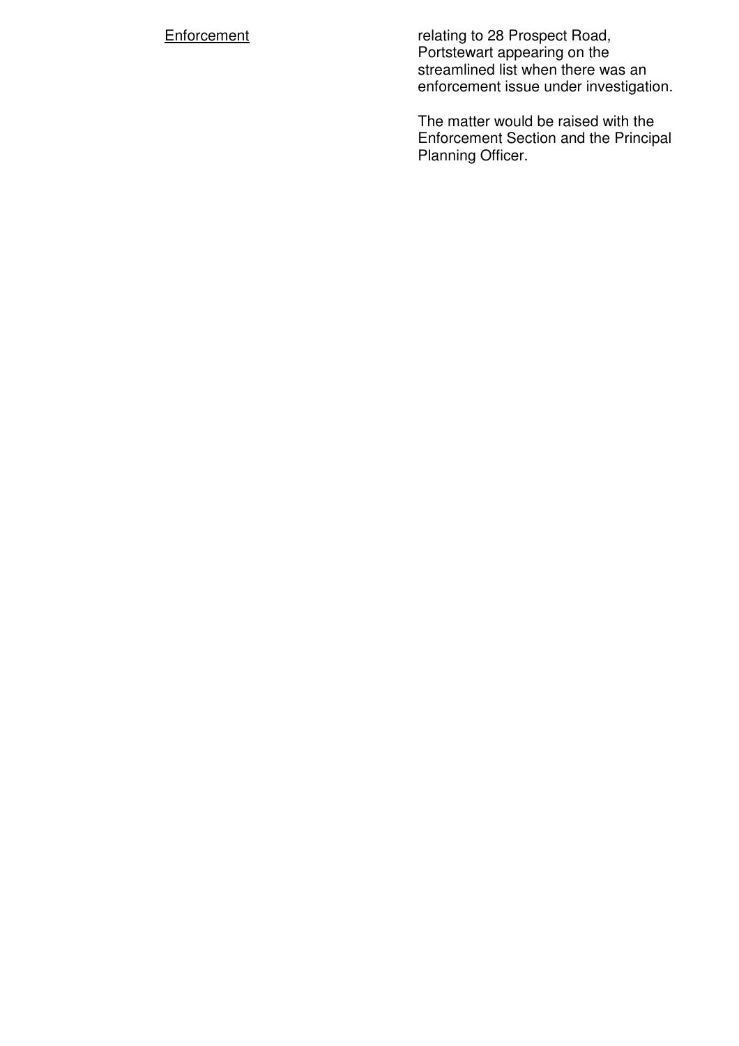| | |
|---|---|
| <u>Enforcement</u> | relating to 28 Prospect Road, Portstewart appearing on the streamlined list when there was an enforcement issue under investigation.<br><br>The matter would be raised with the Enforcement Section and the Principal Planning Officer. |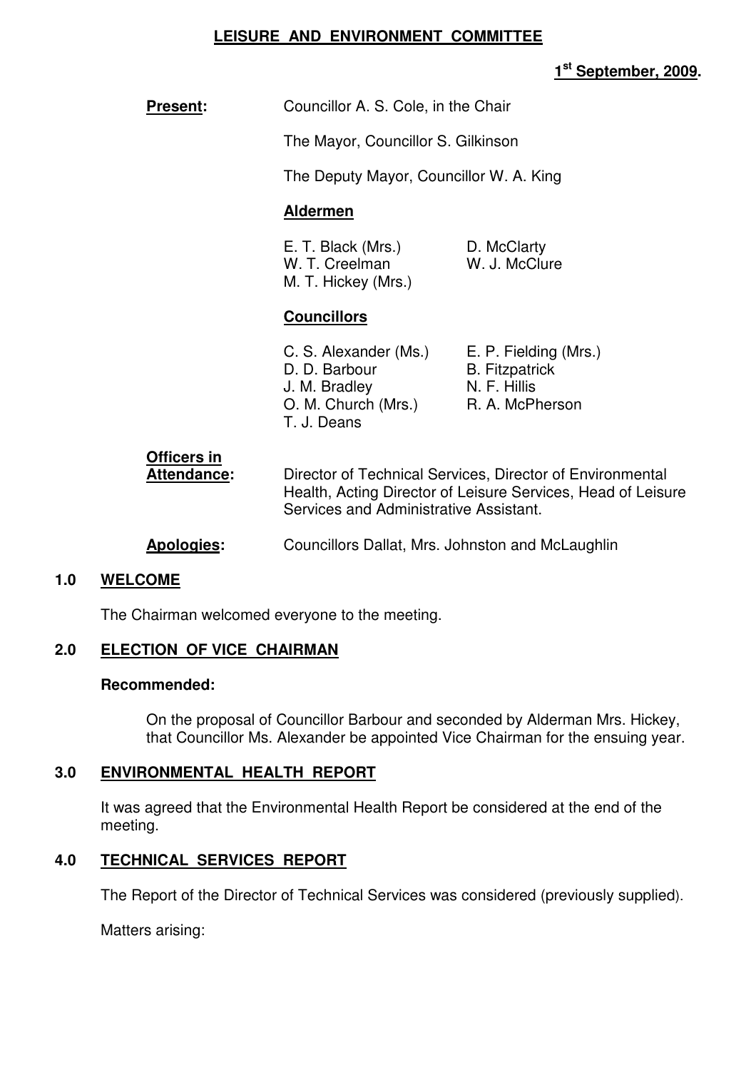# LEISURE AND ENVIRONMENT COMMITTEE

**1st September, 2009.**

**Present:** Councillor A. S. Cole, in the Chair

The Mayor, Councillor S. Gilkinson

The Deputy Mayor, Councillor W. A. King

**Aldermen**

E. T. Black (Mrs.)
W. T. Creelman
M. T. Hickey (Mrs.)
D. McClarty
W. J. McClure

**Councillors**

C. S. Alexander (Ms.)
D. D. Barbour
J. M. Bradley
O. M. Church (Mrs.)
T. J. Deans
E. P. Fielding (Mrs.)
B. Fitzpatrick
N. F. Hillis
R. A. McPherson

**Officers in Attendance:** Director of Technical Services, Director of Environmental Health, Acting Director of Leisure Services, Head of Leisure Services and Administrative Assistant.

**Apologies:** Councillors Dallat, Mrs. Johnston and McLaughlin

## 1.0 WELCOME

The Chairman welcomed everyone to the meeting.

## 2.0 ELECTION OF VICE CHAIRMAN

**Recommended:**

On the proposal of Councillor Barbour and seconded by Alderman Mrs. Hickey, that Councillor Ms. Alexander be appointed Vice Chairman for the ensuing year.

## 3.0 ENVIRONMENTAL HEALTH REPORT

It was agreed that the Environmental Health Report be considered at the end of the meeting.

## 4.0 TECHNICAL SERVICES REPORT

The Report of the Director of Technical Services was considered (previously supplied).

Matters arising: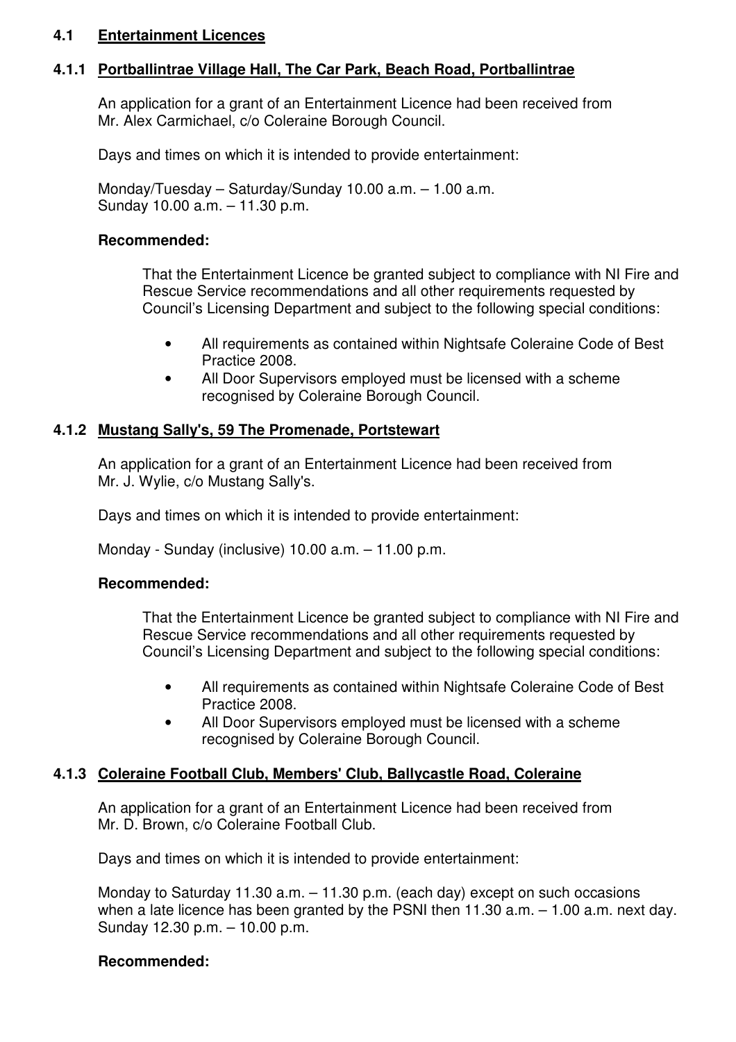## 4.1 Entertainment Licences

### 4.1.1 Portballintrae Village Hall, The Car Park, Beach Road, Portballintrae

An application for a grant of an Entertainment Licence had been received from Mr. Alex Carmichael, c/o Coleraine Borough Council.

Days and times on which it is intended to provide entertainment:

Monday/Tuesday – Saturday/Sunday 10.00 a.m. – 1.00 a.m.
Sunday 10.00 a.m. – 11.30 p.m.

**Recommended:**

That the Entertainment Licence be granted subject to compliance with NI Fire and Rescue Service recommendations and all other requirements requested by Council's Licensing Department and subject to the following special conditions:

- All requirements as contained within Nightsafe Coleraine Code of Best Practice 2008.
- All Door Supervisors employed must be licensed with a scheme recognised by Coleraine Borough Council.

### 4.1.2 Mustang Sally's, 59 The Promenade, Portstewart

An application for a grant of an Entertainment Licence had been received from Mr. J. Wylie, c/o Mustang Sally's.

Days and times on which it is intended to provide entertainment:

Monday - Sunday (inclusive) 10.00 a.m. – 11.00 p.m.

**Recommended:**

That the Entertainment Licence be granted subject to compliance with NI Fire and Rescue Service recommendations and all other requirements requested by Council's Licensing Department and subject to the following special conditions:

- All requirements as contained within Nightsafe Coleraine Code of Best Practice 2008.
- All Door Supervisors employed must be licensed with a scheme recognised by Coleraine Borough Council.

### 4.1.3 Coleraine Football Club, Members' Club, Ballycastle Road, Coleraine

An application for a grant of an Entertainment Licence had been received from Mr. D. Brown, c/o Coleraine Football Club.

Days and times on which it is intended to provide entertainment:

Monday to Saturday 11.30 a.m. – 11.30 p.m. (each day) except on such occasions when a late licence has been granted by the PSNI then 11.30 a.m. – 1.00 a.m. next day.
Sunday 12.30 p.m. – 10.00 p.m.

**Recommended:**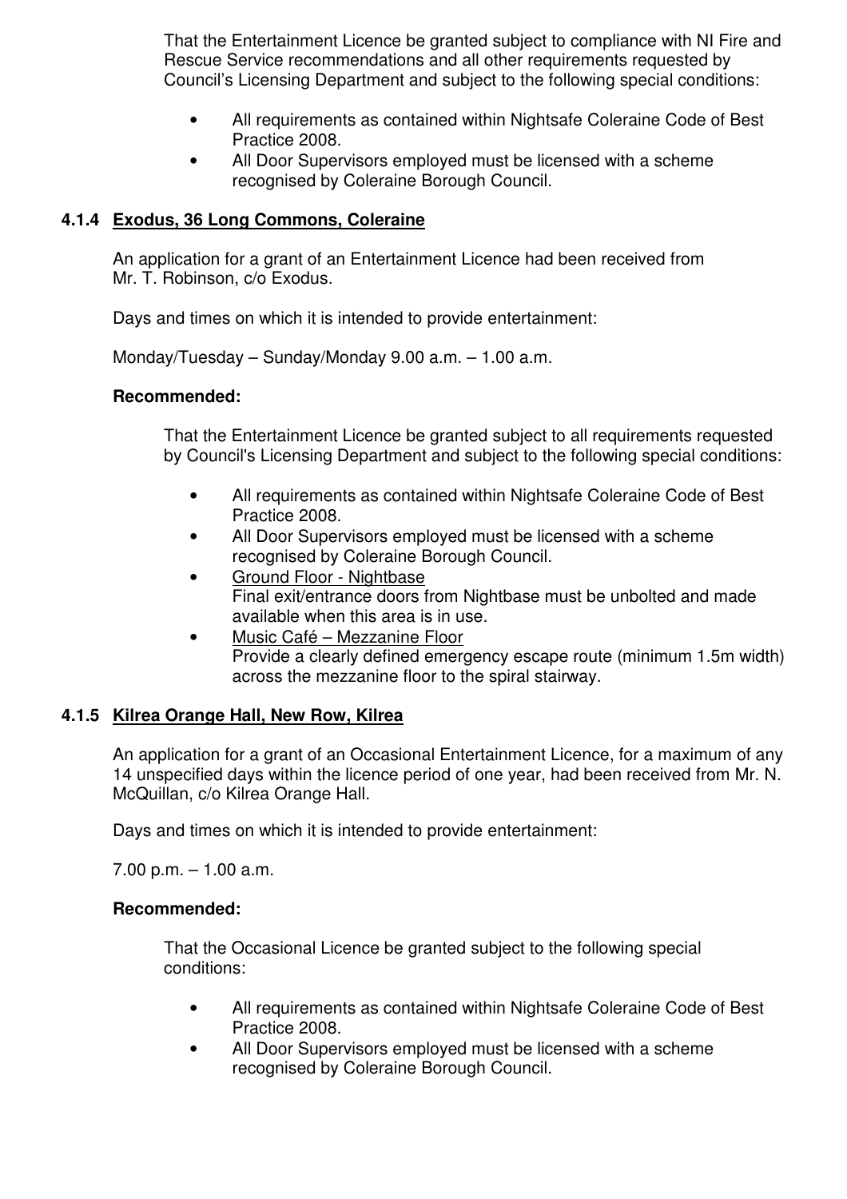That the Entertainment Licence be granted subject to compliance with NI Fire and Rescue Service recommendations and all other requirements requested by Council's Licensing Department and subject to the following special conditions:

- All requirements as contained within Nightsafe Coleraine Code of Best Practice 2008.
- All Door Supervisors employed must be licensed with a scheme recognised by Coleraine Borough Council.

### 4.1.4 Exodus, 36 Long Commons, Coleraine

An application for a grant of an Entertainment Licence had been received from Mr. T. Robinson, c/o Exodus.

Days and times on which it is intended to provide entertainment:

Monday/Tuesday – Sunday/Monday 9.00 a.m. – 1.00 a.m.

**Recommended:**

That the Entertainment Licence be granted subject to all requirements requested by Council's Licensing Department and subject to the following special conditions:

- All requirements as contained within Nightsafe Coleraine Code of Best Practice 2008.
- All Door Supervisors employed must be licensed with a scheme recognised by Coleraine Borough Council.
- <u>Ground Floor - Nightbase</u>
  Final exit/entrance doors from Nightbase must be unbolted and made available when this area is in use.
- <u>Music Café – Mezzanine Floor</u>
  Provide a clearly defined emergency escape route (minimum 1.5m width) across the mezzanine floor to the spiral stairway.

### 4.1.5 Kilrea Orange Hall, New Row, Kilrea

An application for a grant of an Occasional Entertainment Licence, for a maximum of any 14 unspecified days within the licence period of one year, had been received from Mr. N. McQuillan, c/o Kilrea Orange Hall.

Days and times on which it is intended to provide entertainment:

7.00 p.m. – 1.00 a.m.

**Recommended:**

That the Occasional Licence be granted subject to the following special conditions:

- All requirements as contained within Nightsafe Coleraine Code of Best Practice 2008.
- All Door Supervisors employed must be licensed with a scheme recognised by Coleraine Borough Council.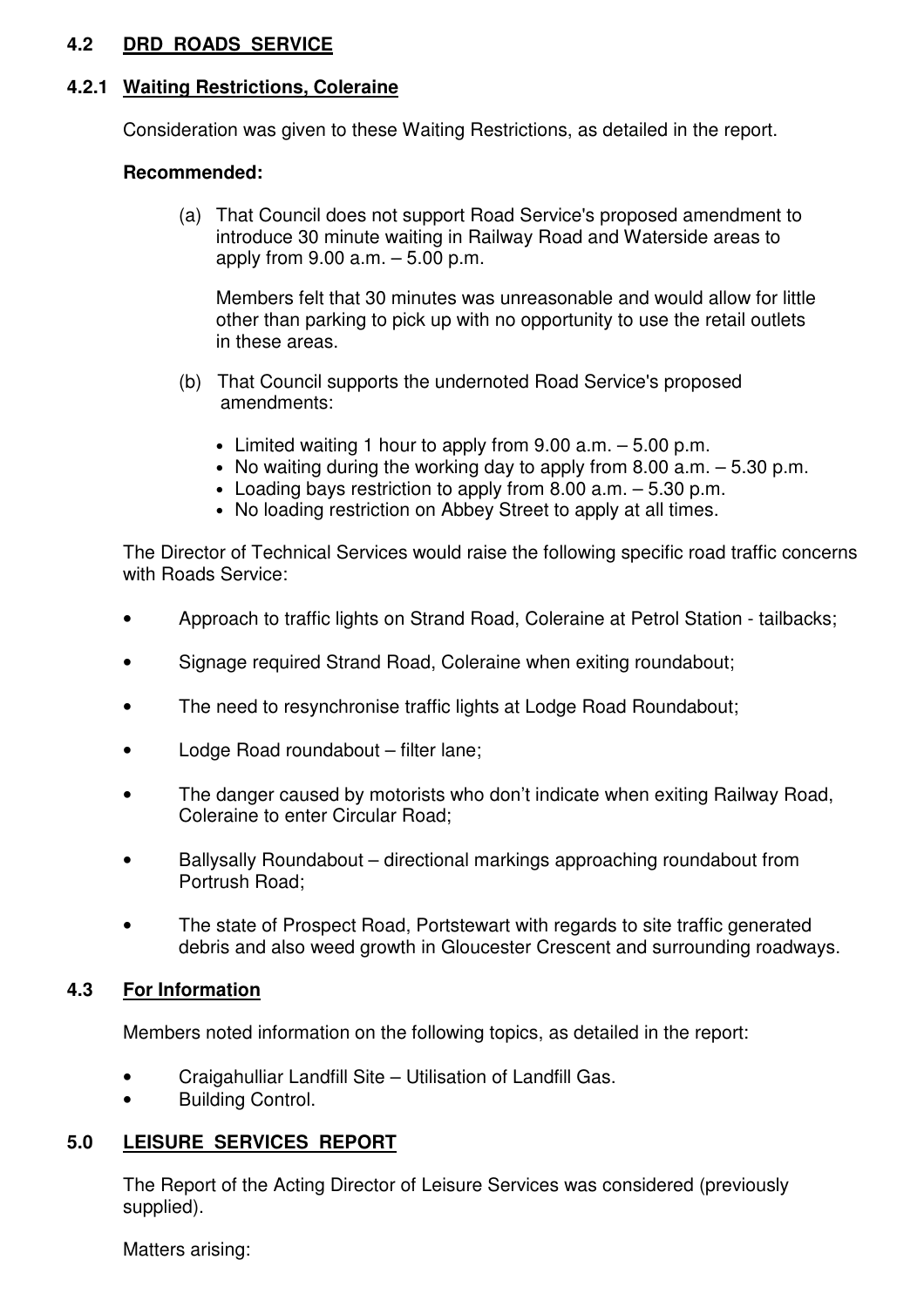## 4.2 DRD ROADS SERVICE

### 4.2.1 Waiting Restrictions, Coleraine

Consideration was given to these Waiting Restrictions, as detailed in the report.

**Recommended:**

(a) That Council does not support Road Service's proposed amendment to introduce 30 minute waiting in Railway Road and Waterside areas to apply from 9.00 a.m. – 5.00 p.m.

Members felt that 30 minutes was unreasonable and would allow for little other than parking to pick up with no opportunity to use the retail outlets in these areas.

(b) That Council supports the undernoted Road Service's proposed amendments:

- Limited waiting 1 hour to apply from 9.00 a.m. – 5.00 p.m.
- No waiting during the working day to apply from 8.00 a.m. – 5.30 p.m.
- Loading bays restriction to apply from 8.00 a.m. – 5.30 p.m.
- No loading restriction on Abbey Street to apply at all times.

The Director of Technical Services would raise the following specific road traffic concerns with Roads Service:

- Approach to traffic lights on Strand Road, Coleraine at Petrol Station - tailbacks;
- Signage required Strand Road, Coleraine when exiting roundabout;
- The need to resynchronise traffic lights at Lodge Road Roundabout;
- Lodge Road roundabout – filter lane;
- The danger caused by motorists who don't indicate when exiting Railway Road, Coleraine to enter Circular Road;
- Ballysally Roundabout – directional markings approaching roundabout from Portrush Road;
- The state of Prospect Road, Portstewart with regards to site traffic generated debris and also weed growth in Gloucester Crescent and surrounding roadways.

## 4.3 For Information

Members noted information on the following topics, as detailed in the report:

- Craigahulliar Landfill Site – Utilisation of Landfill Gas.
- Building Control.

## 5.0 LEISURE SERVICES REPORT

The Report of the Acting Director of Leisure Services was considered (previously supplied).

Matters arising: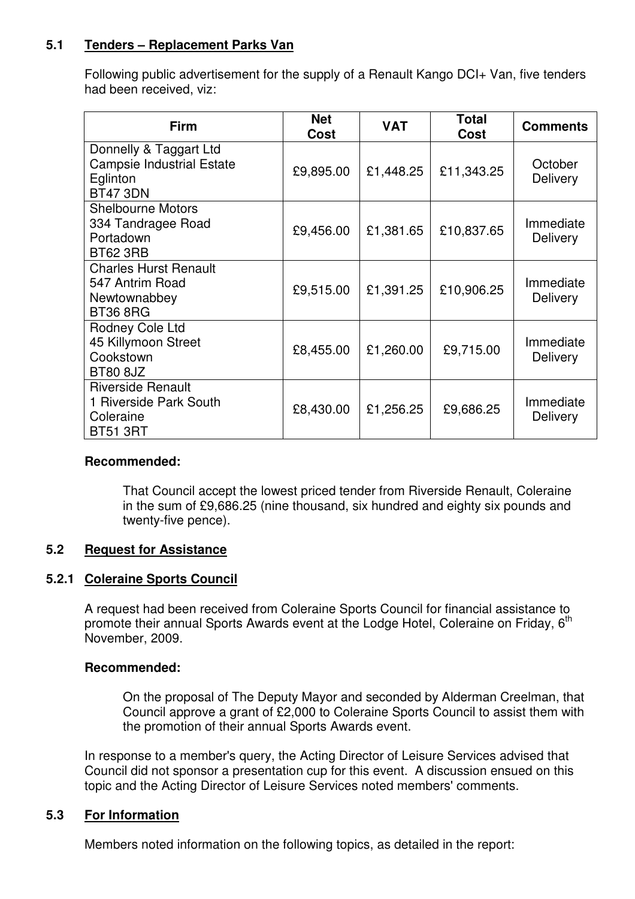### 5.1 Tenders – Replacement Parks Van

Following public advertisement for the supply of a Renault Kango DCI+ Van, five tenders had been received, viz:

| Firm | Net Cost | VAT | Total Cost | Comments |
|---|---|---|---|---|
| Donnelly & Taggart Ltd<br>Campsie Industrial Estate<br>Eglinton<br>BT47 3DN | £9,895.00 | £1,448.25 | £11,343.25 | October Delivery |
| Shelbourne Motors<br>334 Tandragee Road<br>Portadown<br>BT62 3RB | £9,456.00 | £1,381.65 | £10,837.65 | Immediate Delivery |
| Charles Hurst Renault<br>547 Antrim Road<br>Newtownabbey<br>BT36 8RG | £9,515.00 | £1,391.25 | £10,906.25 | Immediate Delivery |
| Rodney Cole Ltd<br>45 Killymoon Street<br>Cookstown<br>BT80 8JZ | £8,455.00 | £1,260.00 | £9,715.00 | Immediate Delivery |
| Riverside Renault<br>1 Riverside Park South<br>Coleraine<br>BT51 3RT | £8,430.00 | £1,256.25 | £9,686.25 | Immediate Delivery |

**Recommended:**

That Council accept the lowest priced tender from Riverside Renault, Coleraine in the sum of £9,686.25 (nine thousand, six hundred and eighty six pounds and twenty-five pence).

### 5.2 Request for Assistance

#### 5.2.1 Coleraine Sports Council

A request had been received from Coleraine Sports Council for financial assistance to promote their annual Sports Awards event at the Lodge Hotel, Coleraine on Friday, 6th November, 2009.

**Recommended:**

On the proposal of The Deputy Mayor and seconded by Alderman Creelman, that Council approve a grant of £2,000 to Coleraine Sports Council to assist them with the promotion of their annual Sports Awards event.

In response to a member's query, the Acting Director of Leisure Services advised that Council did not sponsor a presentation cup for this event. A discussion ensued on this topic and the Acting Director of Leisure Services noted members' comments.

### 5.3 For Information

Members noted information on the following topics, as detailed in the report: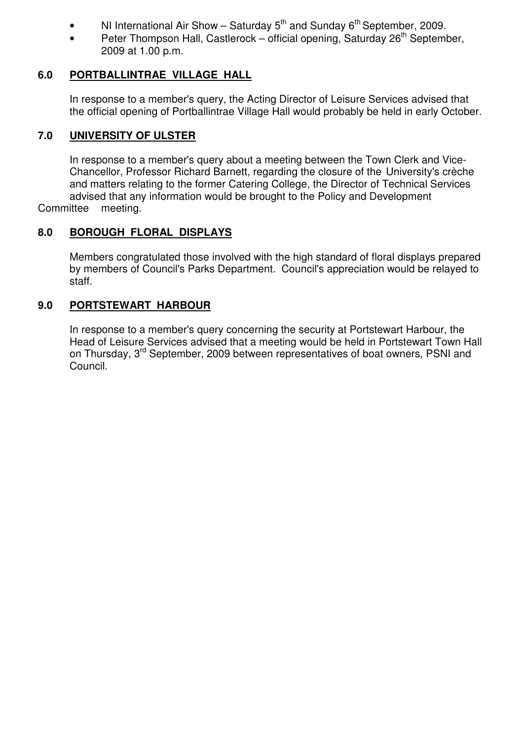- NI International Air Show – Saturday 5th and Sunday 6th September, 2009.
- Peter Thompson Hall, Castlerock – official opening, Saturday 26th September, 2009 at 1.00 p.m.

## 6.0 PORTBALLINTRAE VILLAGE HALL

In response to a member's query, the Acting Director of Leisure Services advised that the official opening of Portballintrae Village Hall would probably be held in early October.

## 7.0 UNIVERSITY OF ULSTER

In response to a member's query about a meeting between the Town Clerk and Vice-Chancellor, Professor Richard Barnett, regarding the closure of the University's crèche and matters relating to the former Catering College, the Director of Technical Services advised that any information would be brought to the Policy and Development Committee meeting.

## 8.0 BOROUGH FLORAL DISPLAYS

Members congratulated those involved with the high standard of floral displays prepared by members of Council's Parks Department. Council's appreciation would be relayed to staff.

## 9.0 PORTSTEWART HARBOUR

In response to a member's query concerning the security at Portstewart Harbour, the Head of Leisure Services advised that a meeting would be held in Portstewart Town Hall on Thursday, 3rd September, 2009 between representatives of boat owners, PSNI and Council.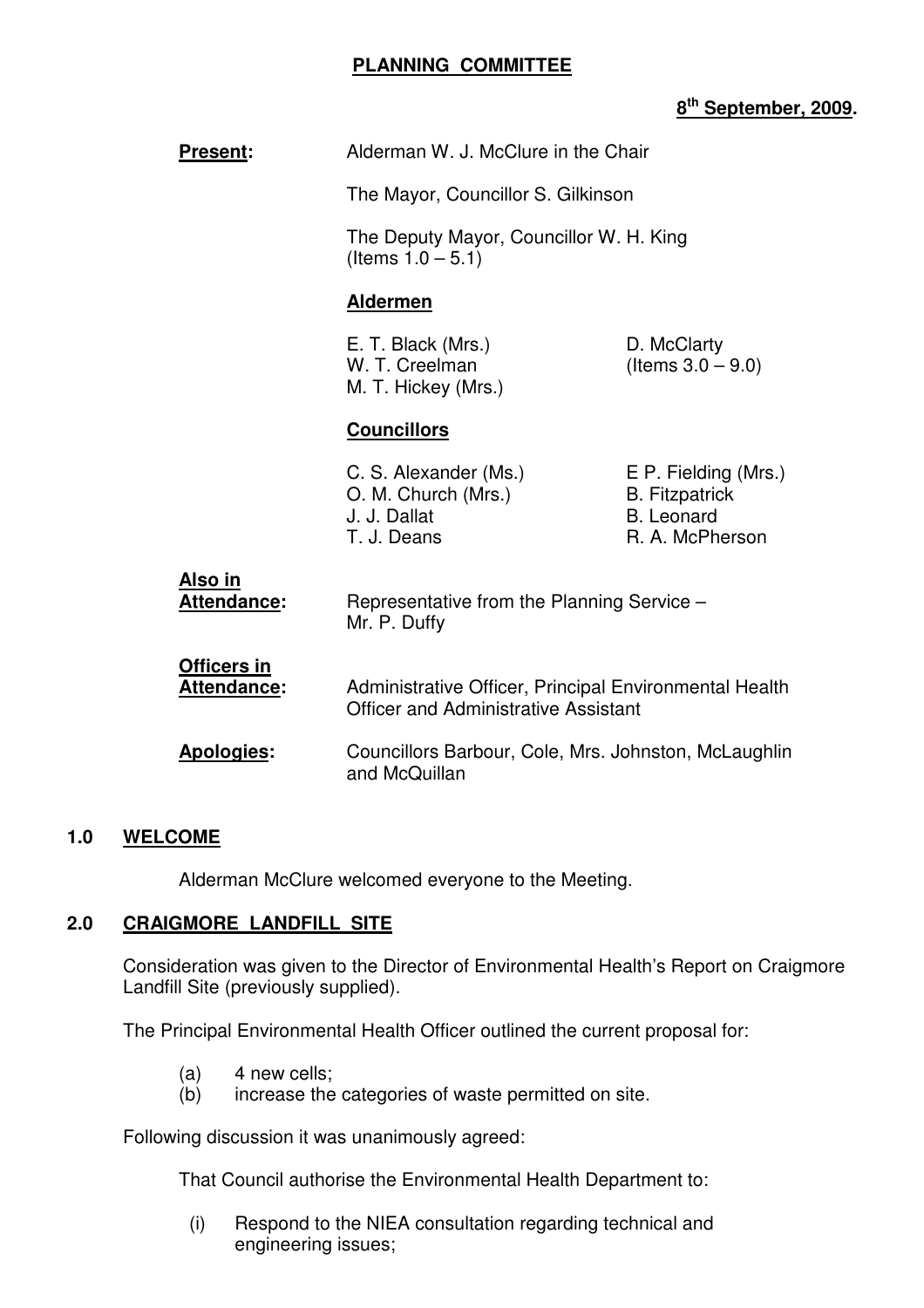**PLANNING COMMITTEE**

**8th September, 2009.**

**Present:** Alderman W. J. McClure in the Chair

The Mayor, Councillor S. Gilkinson

The Deputy Mayor, Councillor W. H. King (Items 1.0 – 5.1)

**Aldermen**

E. T. Black (Mrs.)
W. T. Creelman
M. T. Hickey (Mrs.)
D. McClarty (Items 3.0 – 9.0)

**Councillors**

C. S. Alexander (Ms.)
O. M. Church (Mrs.)
J. J. Dallat
T. J. Deans
E P. Fielding (Mrs.)
B. Fitzpatrick
B. Leonard
R. A. McPherson

**Also in Attendance:** Representative from the Planning Service – Mr. P. Duffy

**Officers in Attendance:** Administrative Officer, Principal Environmental Health Officer and Administrative Assistant

**Apologies:** Councillors Barbour, Cole, Mrs. Johnston, McLaughlin and McQuillan

## 1.0 WELCOME

Alderman McClure welcomed everyone to the Meeting.

## 2.0 CRAIGMORE LANDFILL SITE

Consideration was given to the Director of Environmental Health's Report on Craigmore Landfill Site (previously supplied).

The Principal Environmental Health Officer outlined the current proposal for:

(a) 4 new cells;
(b) increase the categories of waste permitted on site.

Following discussion it was unanimously agreed:

That Council authorise the Environmental Health Department to:

(i) Respond to the NIEA consultation regarding technical and engineering issues;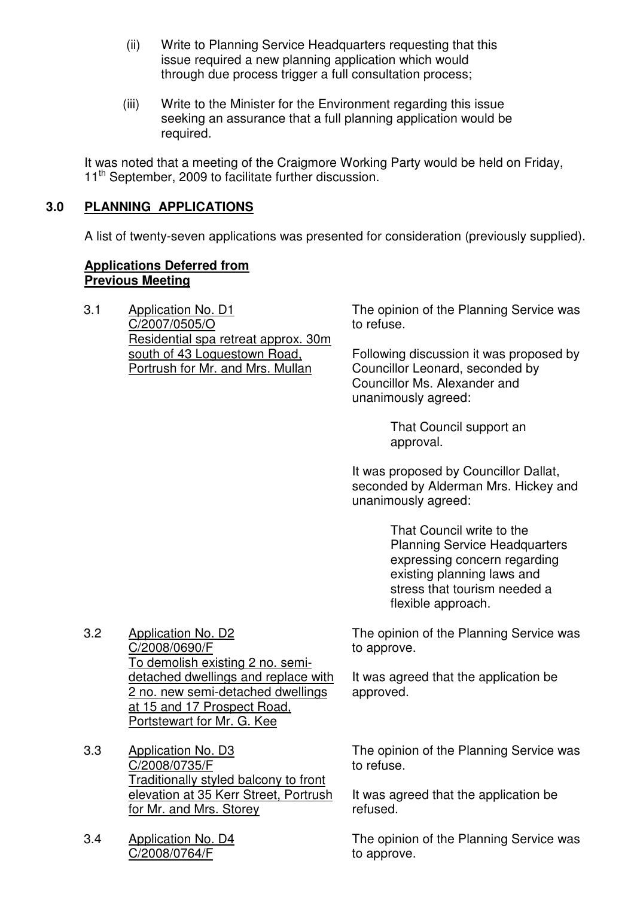(ii) Write to Planning Service Headquarters requesting that this issue required a new planning application which would through due process trigger a full consultation process;

(iii) Write to the Minister for the Environment regarding this issue seeking an assurance that a full planning application would be required.

It was noted that a meeting of the Craigmore Working Party would be held on Friday, 11th September, 2009 to facilitate further discussion.

## 3.0 PLANNING APPLICATIONS

A list of twenty-seven applications was presented for consideration (previously supplied).

**Applications Deferred from Previous Meeting**

3.1 Application No. D1
C/2007/0505/O
Residential spa retreat approx. 30m south of 43 Loguestown Road, Portrush for Mr. and Mrs. Mullan

The opinion of the Planning Service was to refuse.

Following discussion it was proposed by Councillor Leonard, seconded by Councillor Ms. Alexander and unanimously agreed:

> That Council support an approval.

It was proposed by Councillor Dallat, seconded by Alderman Mrs. Hickey and unanimously agreed:

> That Council write to the Planning Service Headquarters expressing concern regarding existing planning laws and stress that tourism needed a flexible approach.

3.2 Application No. D2
C/2008/0690/F
To demolish existing 2 no. semi-detached dwellings and replace with 2 no. new semi-detached dwellings at 15 and 17 Prospect Road, Portstewart for Mr. G. Kee

The opinion of the Planning Service was to approve.

It was agreed that the application be approved.

3.3 Application No. D3
C/2008/0735/F
Traditionally styled balcony to front elevation at 35 Kerr Street, Portrush for Mr. and Mrs. Storey

The opinion of the Planning Service was to refuse.

It was agreed that the application be refused.

3.4 Application No. D4
C/2008/0764/F

The opinion of the Planning Service was to approve.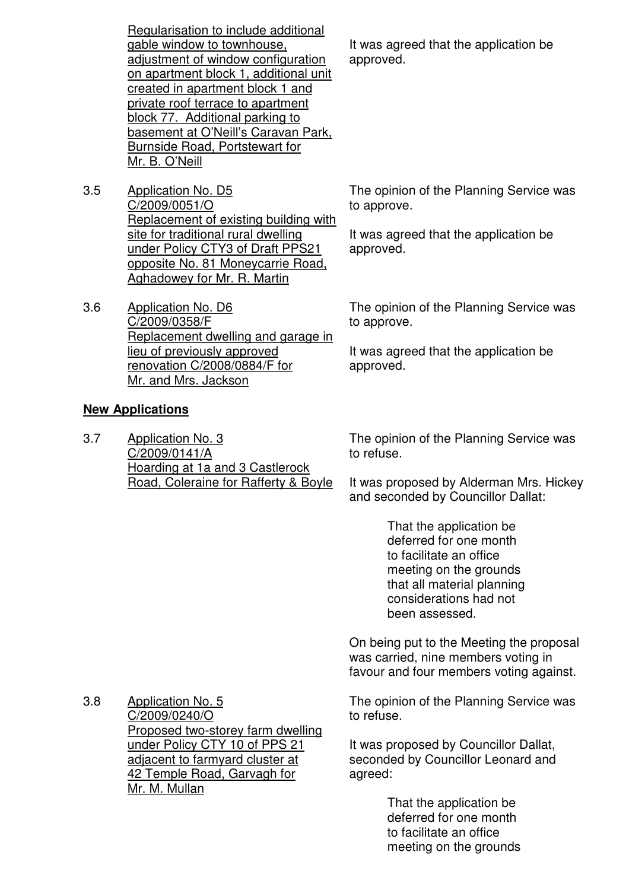Regularisation to include additional gable window to townhouse, adjustment of window configuration on apartment block 1, additional unit created in apartment block 1 and private roof terrace to apartment block 77. Additional parking to basement at O'Neill's Caravan Park, Burnside Road, Portstewart for Mr. B. O'Neill

It was agreed that the application be approved.

3.5 Application No. D5
C/2009/0051/O
Replacement of existing building with site for traditional rural dwelling under Policy CTY3 of Draft PPS21 opposite No. 81 Moneycarrie Road, Aghadowey for Mr. R. Martin

The opinion of the Planning Service was to approve.

It was agreed that the application be approved.

3.6 Application No. D6
C/2009/0358/F
Replacement dwelling and garage in lieu of previously approved renovation C/2008/0884/F for Mr. and Mrs. Jackson

The opinion of the Planning Service was to approve.

It was agreed that the application be approved.

**New Applications**

3.7 Application No. 3
C/2009/0141/A
Hoarding at 1a and 3 Castlerock Road, Coleraine for Rafferty & Boyle

The opinion of the Planning Service was to refuse.

It was proposed by Alderman Mrs. Hickey and seconded by Councillor Dallat:

> That the application be deferred for one month to facilitate an office meeting on the grounds that all material planning considerations had not been assessed.

On being put to the Meeting the proposal was carried, nine members voting in favour and four members voting against.

3.8 Application No. 5
C/2009/0240/O
Proposed two-storey farm dwelling under Policy CTY 10 of PPS 21 adjacent to farmyard cluster at 42 Temple Road, Garvagh for Mr. M. Mullan

The opinion of the Planning Service was to refuse.

It was proposed by Councillor Dallat, seconded by Councillor Leonard and agreed:

> That the application be deferred for one month to facilitate an office meeting on the grounds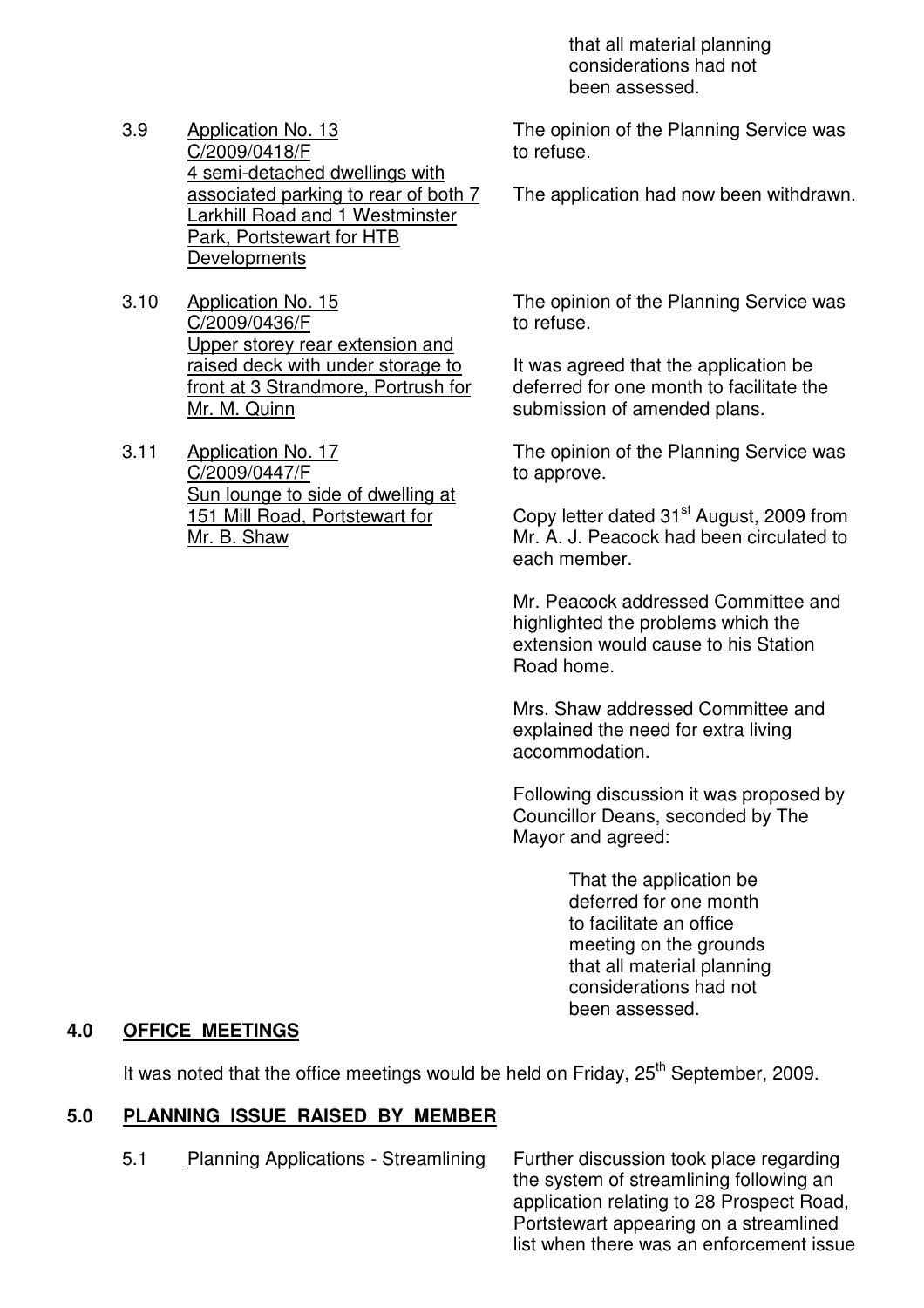that all material planning considerations had not been assessed.

3.9 <u>Application No. 13 C/2009/0418/F 4 semi-detached dwellings with associated parking to rear of both 7 Larkhill Road and 1 Westminster Park, Portstewart for HTB Developments</u>

The opinion of the Planning Service was to refuse.

The application had now been withdrawn.

3.10 <u>Application No. 15 C/2009/0436/F Upper storey rear extension and raised deck with under storage to front at 3 Strandmore, Portrush for Mr. M. Quinn</u>

The opinion of the Planning Service was to refuse.

It was agreed that the application be deferred for one month to facilitate the submission of amended plans.

3.11 <u>Application No. 17 C/2009/0447/F Sun lounge to side of dwelling at 151 Mill Road, Portstewart for Mr. B. Shaw</u>

The opinion of the Planning Service was to approve.

Copy letter dated 31st August, 2009 from Mr. A. J. Peacock had been circulated to each member.

Mr. Peacock addressed Committee and highlighted the problems which the extension would cause to his Station Road home.

Mrs. Shaw addressed Committee and explained the need for extra living accommodation.

Following discussion it was proposed by Councillor Deans, seconded by The Mayor and agreed:

> That the application be deferred for one month to facilitate an office meeting on the grounds that all material planning considerations had not been assessed.

## 4.0 OFFICE MEETINGS

It was noted that the office meetings would be held on Friday, 25th September, 2009.

## 5.0 PLANNING ISSUE RAISED BY MEMBER

5.1 <u>Planning Applications - Streamlining</u>

Further discussion took place regarding the system of streamlining following an application relating to 28 Prospect Road, Portstewart appearing on a streamlined list when there was an enforcement issue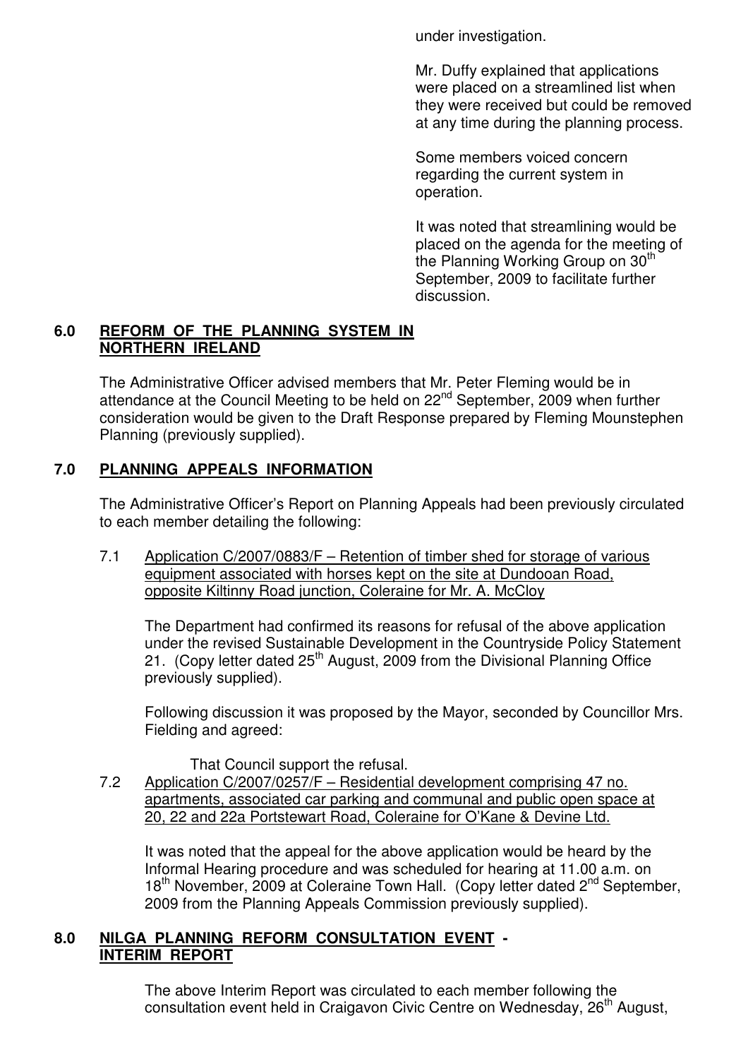under investigation.

Mr. Duffy explained that applications were placed on a streamlined list when they were received but could be removed at any time during the planning process.

Some members voiced concern regarding the current system in operation.

It was noted that streamlining would be placed on the agenda for the meeting of the Planning Working Group on 30th September, 2009 to facilitate further discussion.

## 6.0 REFORM OF THE PLANNING SYSTEM IN NORTHERN IRELAND

The Administrative Officer advised members that Mr. Peter Fleming would be in attendance at the Council Meeting to be held on 22nd September, 2009 when further consideration would be given to the Draft Response prepared by Fleming Mounstephen Planning (previously supplied).

## 7.0 PLANNING APPEALS INFORMATION

The Administrative Officer's Report on Planning Appeals had been previously circulated to each member detailing the following:

7.1 Application C/2007/0883/F – Retention of timber shed for storage of various equipment associated with horses kept on the site at Dundooan Road, opposite Kiltinny Road junction, Coleraine for Mr. A. McCloy

The Department had confirmed its reasons for refusal of the above application under the revised Sustainable Development in the Countryside Policy Statement 21. (Copy letter dated 25th August, 2009 from the Divisional Planning Office previously supplied).

Following discussion it was proposed by the Mayor, seconded by Councillor Mrs. Fielding and agreed:

That Council support the refusal.

7.2 Application C/2007/0257/F – Residential development comprising 47 no. apartments, associated car parking and communal and public open space at 20, 22 and 22a Portstewart Road, Coleraine for O'Kane & Devine Ltd.

It was noted that the appeal for the above application would be heard by the Informal Hearing procedure and was scheduled for hearing at 11.00 a.m. on 18th November, 2009 at Coleraine Town Hall. (Copy letter dated 2nd September, 2009 from the Planning Appeals Commission previously supplied).

## 8.0 NILGA PLANNING REFORM CONSULTATION EVENT - INTERIM REPORT

The above Interim Report was circulated to each member following the consultation event held in Craigavon Civic Centre on Wednesday, 26th August,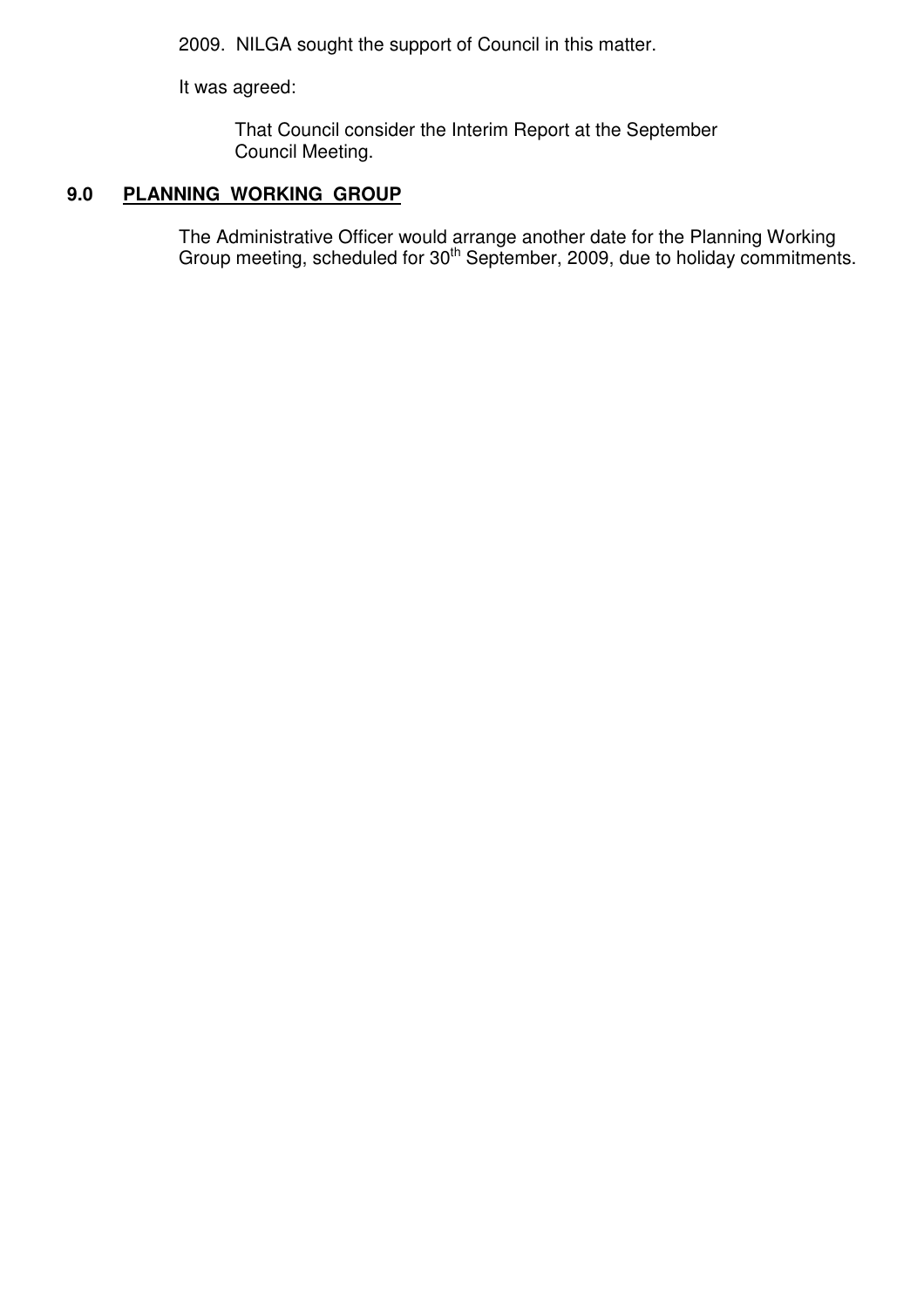2009. NILGA sought the support of Council in this matter.

It was agreed:

> That Council consider the Interim Report at the September Council Meeting.

## 9.0 PLANNING WORKING GROUP

The Administrative Officer would arrange another date for the Planning Working Group meeting, scheduled for 30th September, 2009, due to holiday commitments.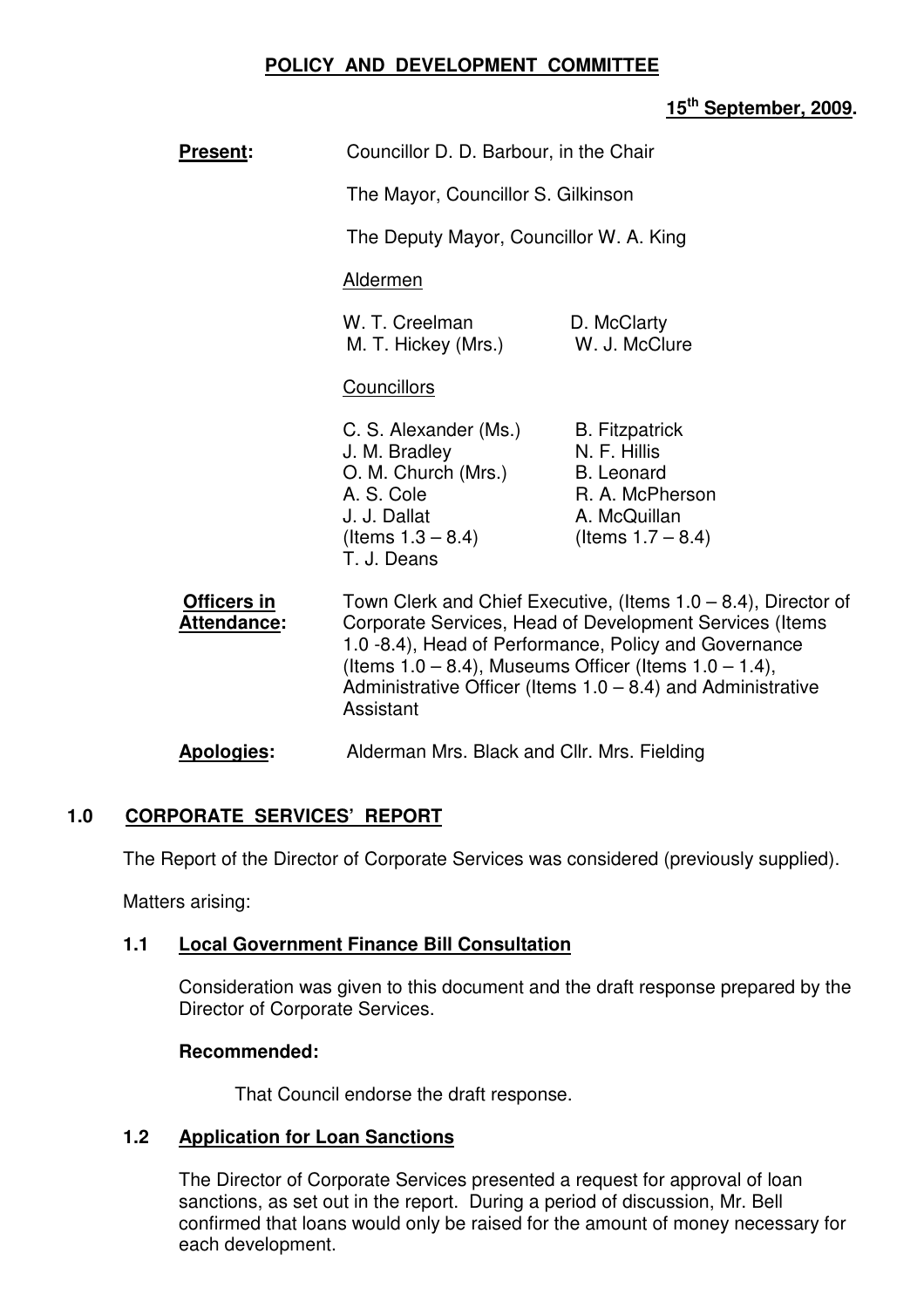**POLICY AND DEVELOPMENT COMMITTEE**

**15th September, 2009.**

**Present:** Councillor D. D. Barbour, in the Chair

The Mayor, Councillor S. Gilkinson

The Deputy Mayor, Councillor W. A. King

Aldermen

W. T. Creelman
M. T. Hickey (Mrs.)
D. McClarty
W. J. McClure

Councillors

C. S. Alexander (Ms.)
J. M. Bradley
O. M. Church (Mrs.)
A. S. Cole
J. J. Dallat (Items 1.3 – 8.4)
T. J. Deans
B. Fitzpatrick
N. F. Hillis
B. Leonard
R. A. McPherson
A. McQuillan (Items 1.7 – 8.4)

**Officers in Attendance:** Town Clerk and Chief Executive, (Items 1.0 – 8.4), Director of Corporate Services, Head of Development Services (Items 1.0 -8.4), Head of Performance, Policy and Governance (Items 1.0 – 8.4), Museums Officer (Items 1.0 – 1.4), Administrative Officer (Items 1.0 – 8.4) and Administrative Assistant

**Apologies:** Alderman Mrs. Black and Cllr. Mrs. Fielding

## 1.0 CORPORATE SERVICES' REPORT

The Report of the Director of Corporate Services was considered (previously supplied).

Matters arising:

### 1.1 Local Government Finance Bill Consultation

Consideration was given to this document and the draft response prepared by the Director of Corporate Services.

**Recommended:**

That Council endorse the draft response.

### 1.2 Application for Loan Sanctions

The Director of Corporate Services presented a request for approval of loan sanctions, as set out in the report. During a period of discussion, Mr. Bell confirmed that loans would only be raised for the amount of money necessary for each development.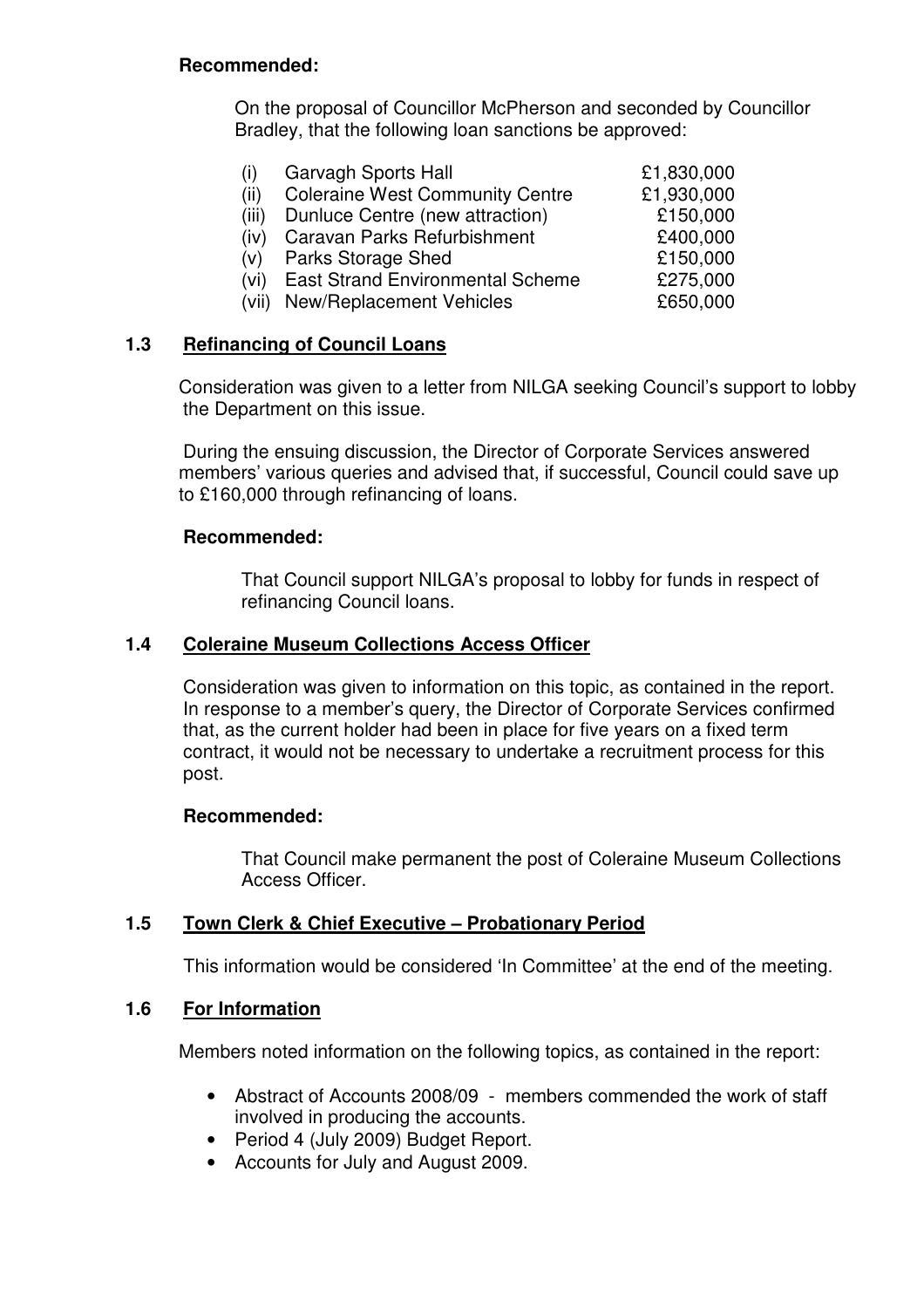**Recommended:**

On the proposal of Councillor McPherson and seconded by Councillor Bradley, that the following loan sanctions be approved:

| | | |
|---|---|---|
| (i) | Garvagh Sports Hall | £1,830,000 |
| (ii) | Coleraine West Community Centre | £1,930,000 |
| (iii) | Dunluce Centre (new attraction) | £150,000 |
| (iv) | Caravan Parks Refurbishment | £400,000 |
| (v) | Parks Storage Shed | £150,000 |
| (vi) | East Strand Environmental Scheme | £275,000 |
| (vii) | New/Replacement Vehicles | £650,000 |

### 1.3 Refinancing of Council Loans

Consideration was given to a letter from NILGA seeking Council's support to lobby the Department on this issue.

During the ensuing discussion, the Director of Corporate Services answered members' various queries and advised that, if successful, Council could save up to £160,000 through refinancing of loans.

**Recommended:**

That Council support NILGA's proposal to lobby for funds in respect of refinancing Council loans.

### 1.4 Coleraine Museum Collections Access Officer

Consideration was given to information on this topic, as contained in the report. In response to a member's query, the Director of Corporate Services confirmed that, as the current holder had been in place for five years on a fixed term contract, it would not be necessary to undertake a recruitment process for this post.

**Recommended:**

That Council make permanent the post of Coleraine Museum Collections Access Officer.

### 1.5 Town Clerk & Chief Executive – Probationary Period

This information would be considered 'In Committee' at the end of the meeting.

### 1.6 For Information

Members noted information on the following topics, as contained in the report:

- Abstract of Accounts 2008/09 - members commended the work of staff involved in producing the accounts.
- Period 4 (July 2009) Budget Report.
- Accounts for July and August 2009.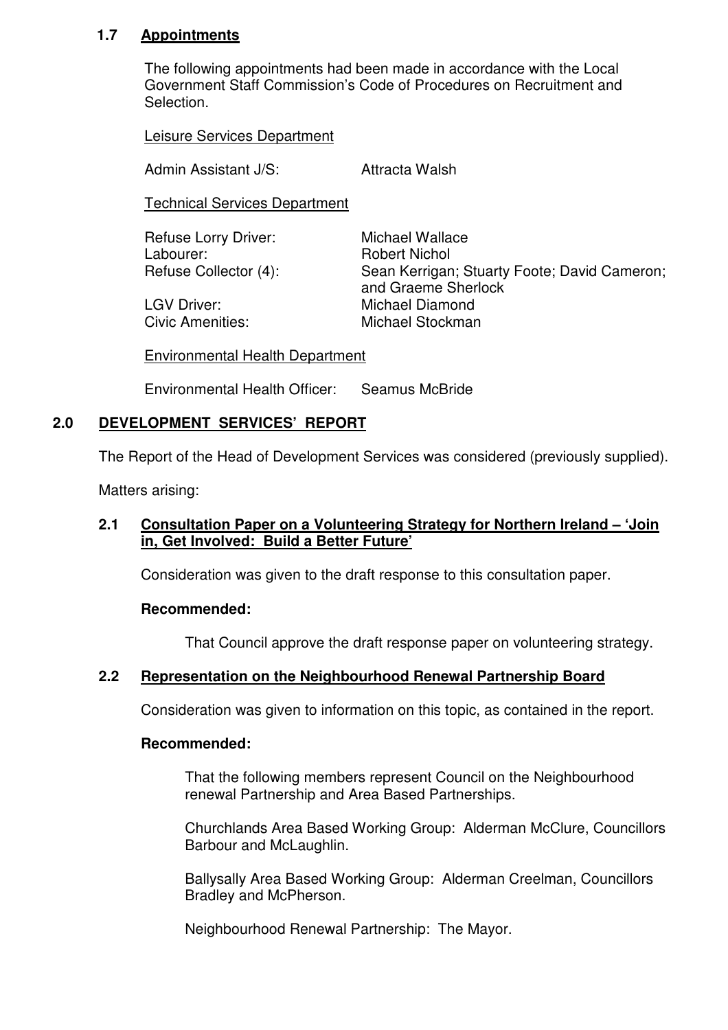### 1.7 Appointments

The following appointments had been made in accordance with the Local Government Staff Commission's Code of Procedures on Recruitment and Selection.

Leisure Services Department

| | |
|---|---|
| Admin Assistant J/S: | Attracta Walsh |

Technical Services Department

| | |
|---|---|
| Refuse Lorry Driver: | Michael Wallace |
| Labourer: | Robert Nichol |
| Refuse Collector (4): | Sean Kerrigan; Stuarty Foote; David Cameron; and Graeme Sherlock |
| LGV Driver: | Michael Diamond |
| Civic Amenities: | Michael Stockman |

Environmental Health Department

| | |
|---|---|
| Environmental Health Officer: | Seamus McBride |

## 2.0 DEVELOPMENT SERVICES' REPORT

The Report of the Head of Development Services was considered (previously supplied).

Matters arising:

### 2.1 Consultation Paper on a Volunteering Strategy for Northern Ireland – 'Join in, Get Involved: Build a Better Future'

Consideration was given to the draft response to this consultation paper.

**Recommended:**

That Council approve the draft response paper on volunteering strategy.

### 2.2 Representation on the Neighbourhood Renewal Partnership Board

Consideration was given to information on this topic, as contained in the report.

**Recommended:**

That the following members represent Council on the Neighbourhood renewal Partnership and Area Based Partnerships.

Churchlands Area Based Working Group: Alderman McClure, Councillors Barbour and McLaughlin.

Ballysally Area Based Working Group: Alderman Creelman, Councillors Bradley and McPherson.

Neighbourhood Renewal Partnership: The Mayor.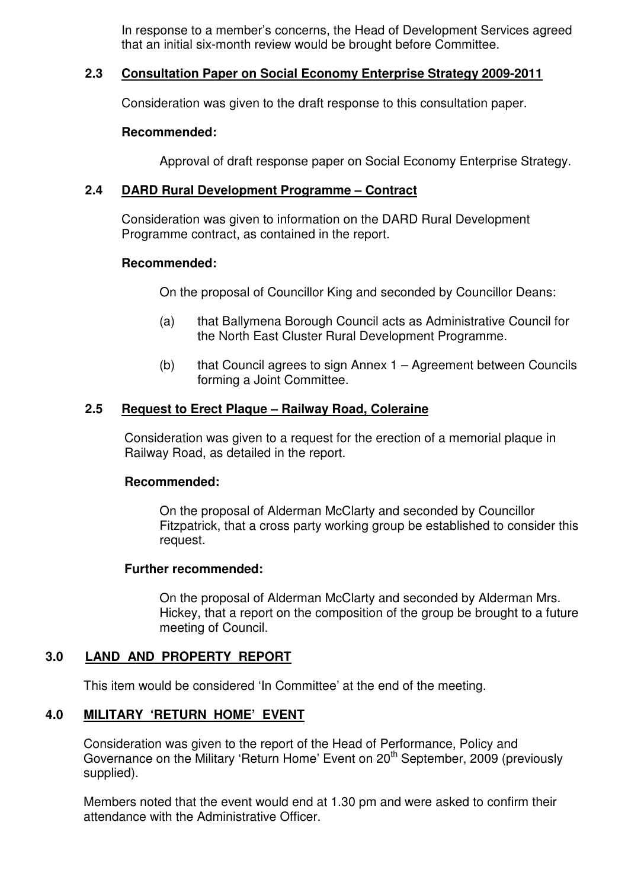In response to a member's concerns, the Head of Development Services agreed that an initial six-month review would be brought before Committee.

### 2.3 Consultation Paper on Social Economy Enterprise Strategy 2009-2011

Consideration was given to the draft response to this consultation paper.

**Recommended:**

Approval of draft response paper on Social Economy Enterprise Strategy.

### 2.4 DARD Rural Development Programme – Contract

Consideration was given to information on the DARD Rural Development Programme contract, as contained in the report.

**Recommended:**

On the proposal of Councillor King and seconded by Councillor Deans:

(a) that Ballymena Borough Council acts as Administrative Council for the North East Cluster Rural Development Programme.

(b) that Council agrees to sign Annex 1 – Agreement between Councils forming a Joint Committee.

### 2.5 Request to Erect Plaque – Railway Road, Coleraine

Consideration was given to a request for the erection of a memorial plaque in Railway Road, as detailed in the report.

**Recommended:**

On the proposal of Alderman McClarty and seconded by Councillor Fitzpatrick, that a cross party working group be established to consider this request.

**Further recommended:**

On the proposal of Alderman McClarty and seconded by Alderman Mrs. Hickey, that a report on the composition of the group be brought to a future meeting of Council.

## 3.0 LAND AND PROPERTY REPORT

This item would be considered 'In Committee' at the end of the meeting.

## 4.0 MILITARY 'RETURN HOME' EVENT

Consideration was given to the report of the Head of Performance, Policy and Governance on the Military 'Return Home' Event on 20th September, 2009 (previously supplied).

Members noted that the event would end at 1.30 pm and were asked to confirm their attendance with the Administrative Officer.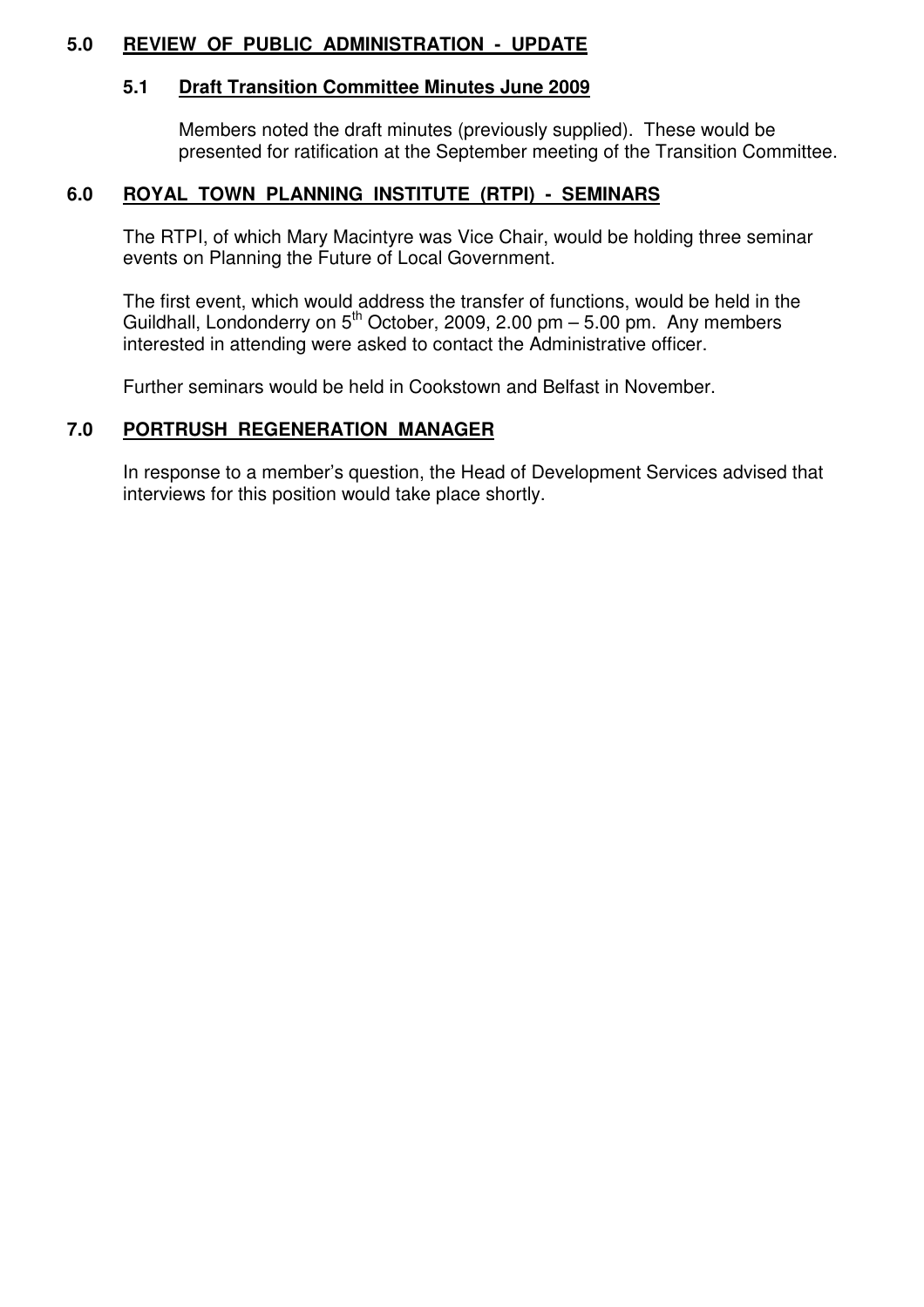## 5.0 **REVIEW OF PUBLIC ADMINISTRATION - UPDATE**

### 5.1 **Draft Transition Committee Minutes June 2009**

Members noted the draft minutes (previously supplied). These would be presented for ratification at the September meeting of the Transition Committee.

## 6.0 **ROYAL TOWN PLANNING INSTITUTE (RTPI) - SEMINARS**

The RTPI, of which Mary Macintyre was Vice Chair, would be holding three seminar events on Planning the Future of Local Government.

The first event, which would address the transfer of functions, would be held in the Guildhall, Londonderry on 5th October, 2009, 2.00 pm – 5.00 pm. Any members interested in attending were asked to contact the Administrative officer.

Further seminars would be held in Cookstown and Belfast in November.

## 7.0 **PORTRUSH REGENERATION MANAGER**

In response to a member's question, the Head of Development Services advised that interviews for this position would take place shortly.